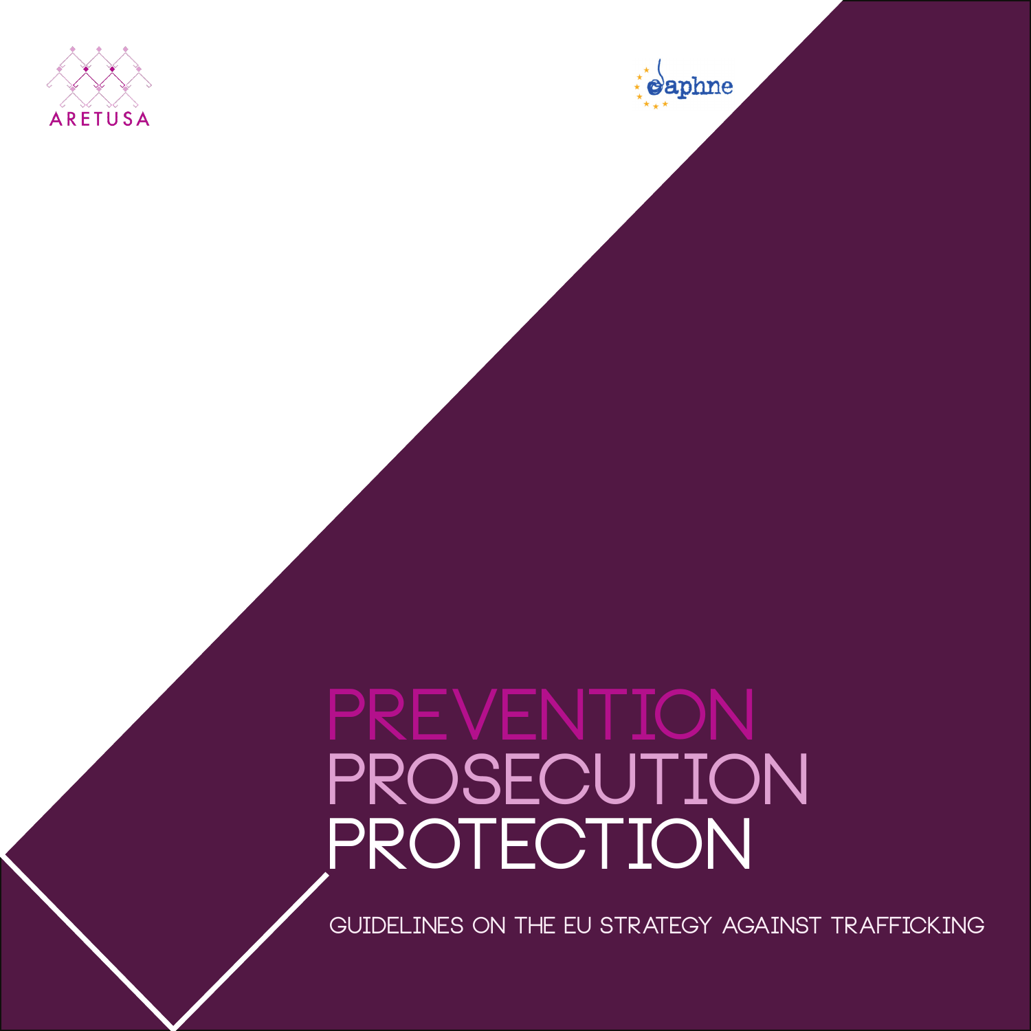ARETUSA

daphne

# PREVENTION
# PROSECUTION
# PROTECTION

GUIDELINES ON THE EU STRATEGY AGAINST TRAFFICKING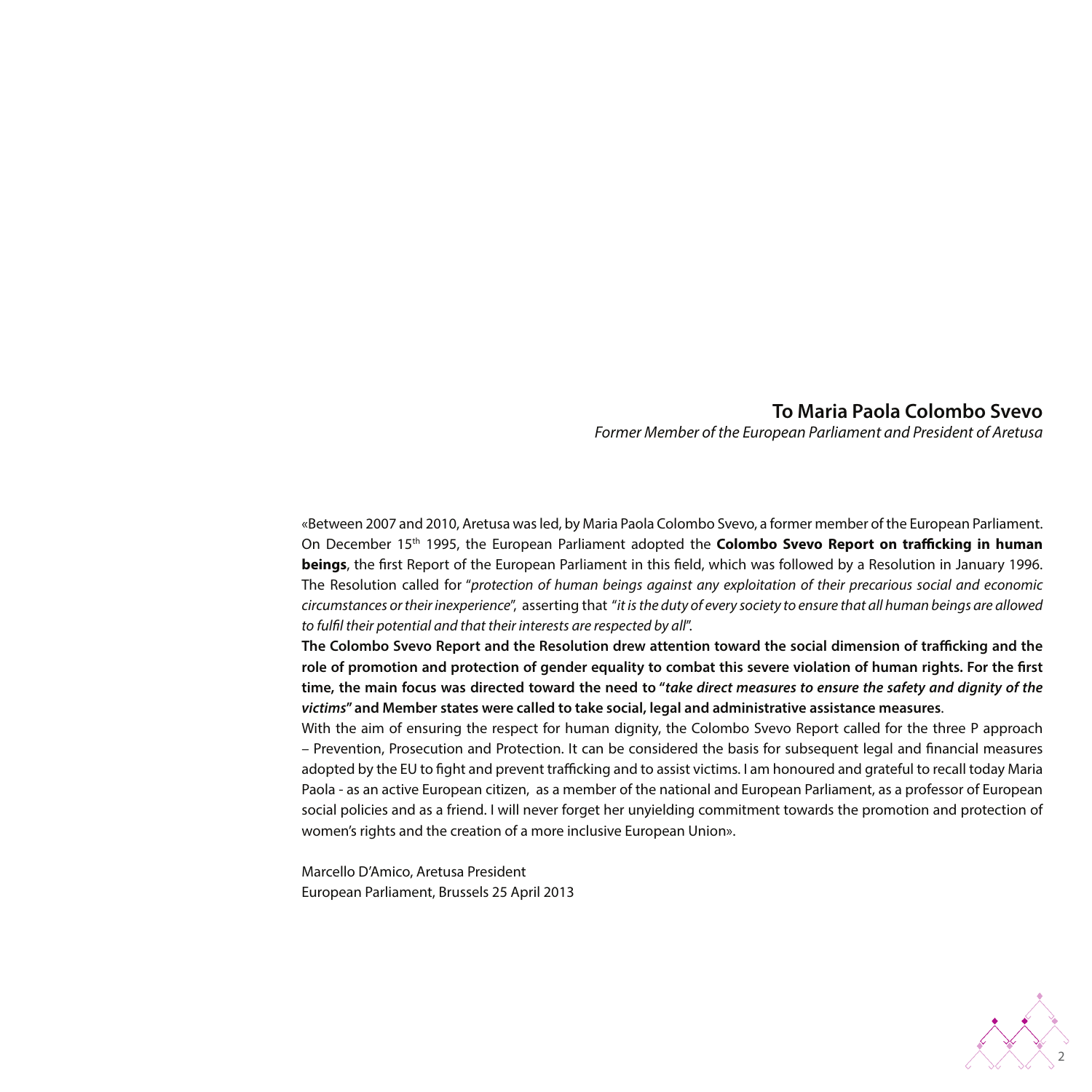## To Maria Paola Colombo Svevo

*Former Member of the European Parliament and President of Aretusa*

«Between 2007 and 2010, Aretusa was led, by Maria Paola Colombo Svevo, a former member of the European Parliament. On December 15th 1995, the European Parliament adopted the **Colombo Svevo Report on trafficking in human beings**, the first Report of the European Parliament in this field, which was followed by a Resolution in January 1996. The Resolution called for "*protection of human beings against any exploitation of their precarious social and economic circumstances or their inexperience*", asserting that "*it is the duty of every society to ensure that all human beings are allowed to fulfil their potential and that their interests are respected by all*".

**The Colombo Svevo Report and the Resolution drew attention toward the social dimension of trafficking and the role of promotion and protection of gender equality to combat this severe violation of human rights. For the first time, the main focus was directed toward the need to "*take direct measures to ensure the safety and dignity of the victims*" and Member states were called to take social, legal and administrative assistance measures**.

With the aim of ensuring the respect for human dignity, the Colombo Svevo Report called for the three P approach – Prevention, Prosecution and Protection. It can be considered the basis for subsequent legal and financial measures adopted by the EU to fight and prevent trafficking and to assist victims. I am honoured and grateful to recall today Maria Paola - as an active European citizen, as a member of the national and European Parliament, as a professor of European social policies and as a friend. I will never forget her unyielding commitment towards the promotion and protection of women's rights and the creation of a more inclusive European Union».

Marcello D'Amico, Aretusa President
European Parliament, Brussels 25 April 2013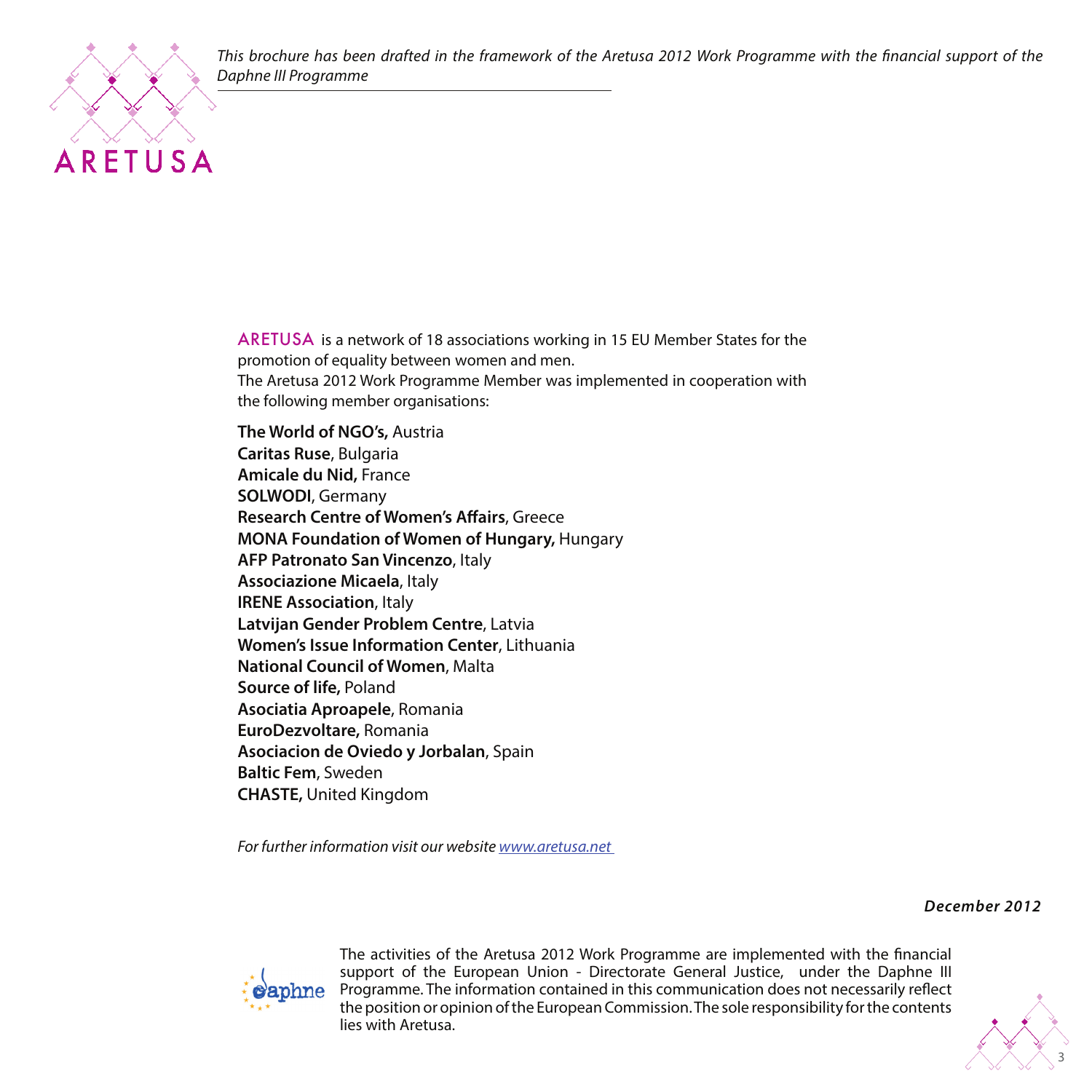*This brochure has been drafted in the framework of the Aretusa 2012 Work Programme with the financial support of the Daphne III Programme*

ARETUSA is a network of 18 associations working in 15 EU Member States for the promotion of equality between women and men.
The Aretusa 2012 Work Programme Member was implemented in cooperation with the following member organisations:

**The World of NGO's,** Austria
**Caritas Ruse**, Bulgaria
**Amicale du Nid,** France
**SOLWODI**, Germany
**Research Centre of Women's Affairs**, Greece
**MONA Foundation of Women of Hungary,** Hungary
**AFP Patronato San Vincenzo**, Italy
**Associazione Micaela**, Italy
**IRENE Association**, Italy
**Latvijan Gender Problem Centre**, Latvia
**Women's Issue Information Center**, Lithuania
**National Council of Women**, Malta
**Source of life,** Poland
**Asociatia Aproapele**, Romania
**EuroDezvoltare,** Romania
**Asociacion de Oviedo y Jorbalan**, Spain
**Baltic Fem**, Sweden
**CHASTE,** United Kingdom

*For further information visit our website [www.aretusa.net](www.aretusa.net)*

***December 2012***

The activities of the Aretusa 2012 Work Programme are implemented with the financial support of the European Union - Directorate General Justice, under the Daphne III Programme. The information contained in this communication does not necessarily reflect the position or opinion of the European Commission. The sole responsibility for the contents lies with Aretusa.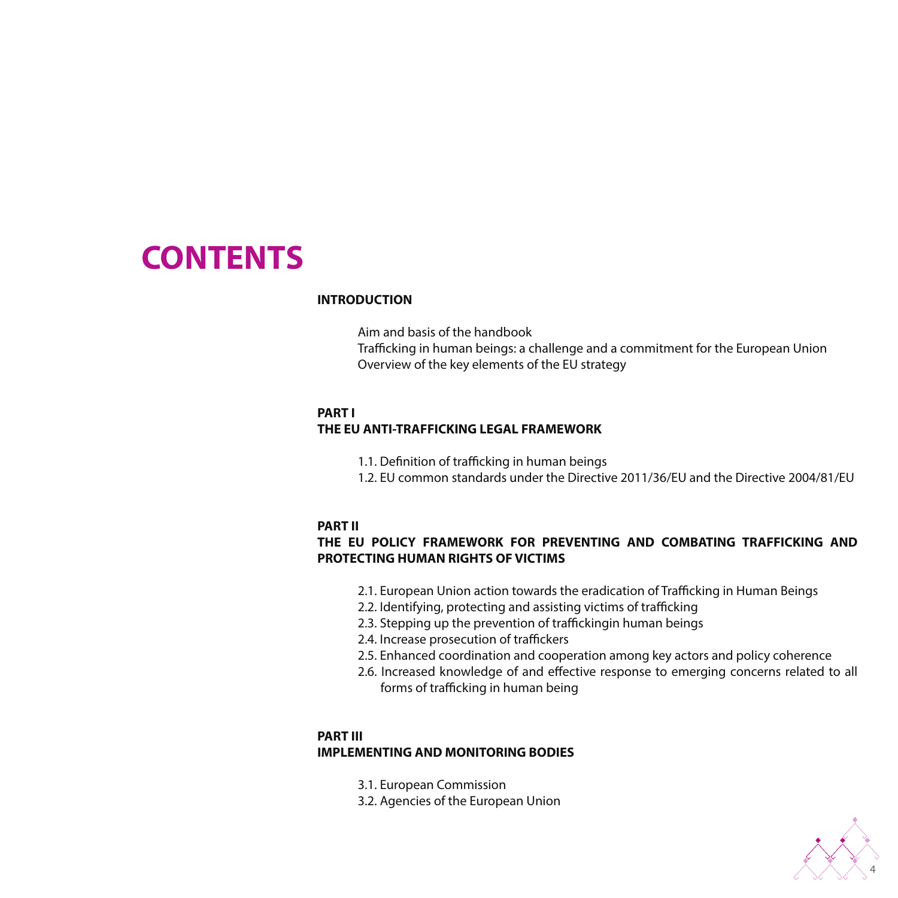# CONTENTS

**INTRODUCTION**

Aim and basis of the handbook
Trafficking in human beings: a challenge and a commitment for the European Union
Overview of the key elements of the EU strategy

**PART I**
**THE EU ANTI-TRAFFICKING LEGAL FRAMEWORK**

1.1. Definition of trafficking in human beings
1.2. EU common standards under the Directive 2011/36/EU and the Directive 2004/81/EU

**PART II**
**THE EU POLICY FRAMEWORK FOR PREVENTING AND COMBATING TRAFFICKING AND PROTECTING HUMAN RIGHTS OF VICTIMS**

2.1. European Union action towards the eradication of Trafficking in Human Beings
2.2. Identifying, protecting and assisting victims of trafficking
2.3. Stepping up the prevention of traffickingin human beings
2.4. Increase prosecution of traffickers
2.5. Enhanced coordination and cooperation among key actors and policy coherence
2.6. Increased knowledge of and effective response to emerging concerns related to all forms of trafficking in human being

**PART III**
**IMPLEMENTING AND MONITORING BODIES**

3.1. European Commission
3.2. Agencies of the European Union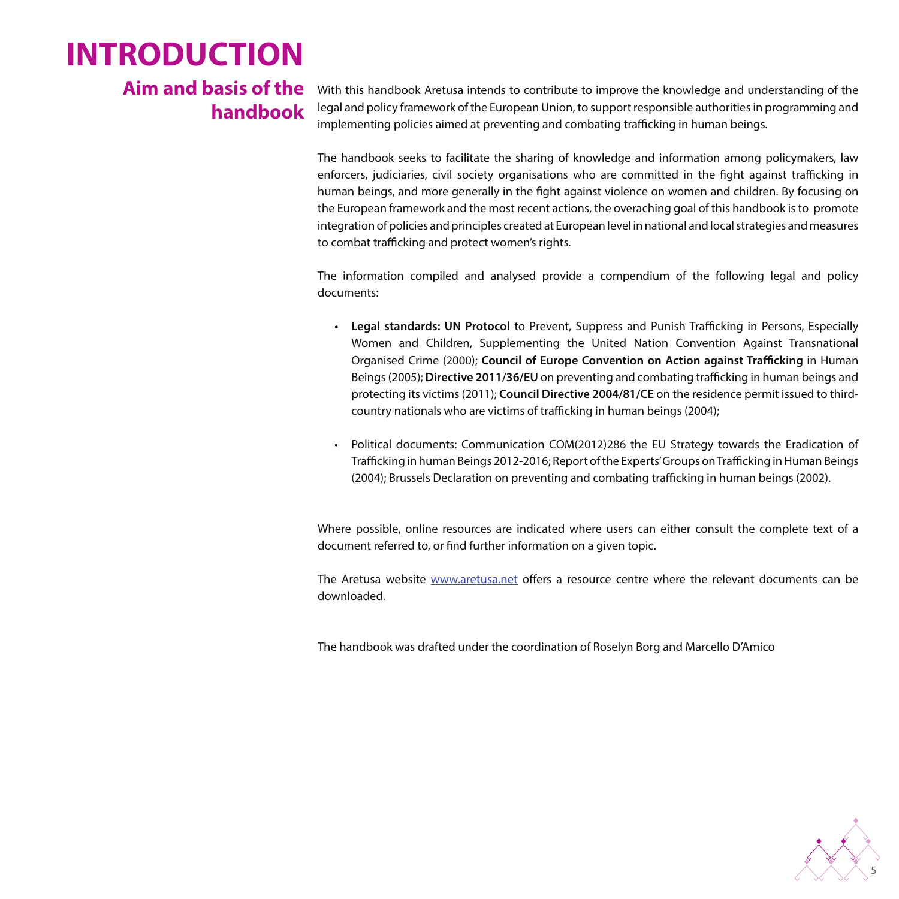# INTRODUCTION

## Aim and basis of the handbook

With this handbook Aretusa intends to contribute to improve the knowledge and understanding of the legal and policy framework of the European Union, to support responsible authorities in programming and implementing policies aimed at preventing and combating trafficking in human beings.

The handbook seeks to facilitate the sharing of knowledge and information among policymakers, law enforcers, judiciaries, civil society organisations who are committed in the fight against trafficking in human beings, and more generally in the fight against violence on women and children. By focusing on the European framework and the most recent actions, the overaching goal of this handbook is to promote integration of policies and principles created at European level in national and local strategies and measures to combat trafficking and protect women's rights.

The information compiled and analysed provide a compendium of the following legal and policy documents:

- **Legal standards: UN Protocol** to Prevent, Suppress and Punish Trafficking in Persons, Especially Women and Children, Supplementing the United Nation Convention Against Transnational Organised Crime (2000); **Council of Europe Convention on Action against Trafficking** in Human Beings (2005); **Directive 2011/36/EU** on preventing and combating trafficking in human beings and protecting its victims (2011); **Council Directive 2004/81/CE** on the residence permit issued to third-country nationals who are victims of trafficking in human beings (2004);

- Political documents: Communication COM(2012)286 the EU Strategy towards the Eradication of Trafficking in human Beings 2012-2016; Report of the Experts' Groups on Trafficking in Human Beings (2004); Brussels Declaration on preventing and combating trafficking in human beings (2002).

Where possible, online resources are indicated where users can either consult the complete text of a document referred to, or find further information on a given topic.

The Aretusa website www.aretusa.net offers a resource centre where the relevant documents can be downloaded.

The handbook was drafted under the coordination of Roselyn Borg and Marcello D'Amico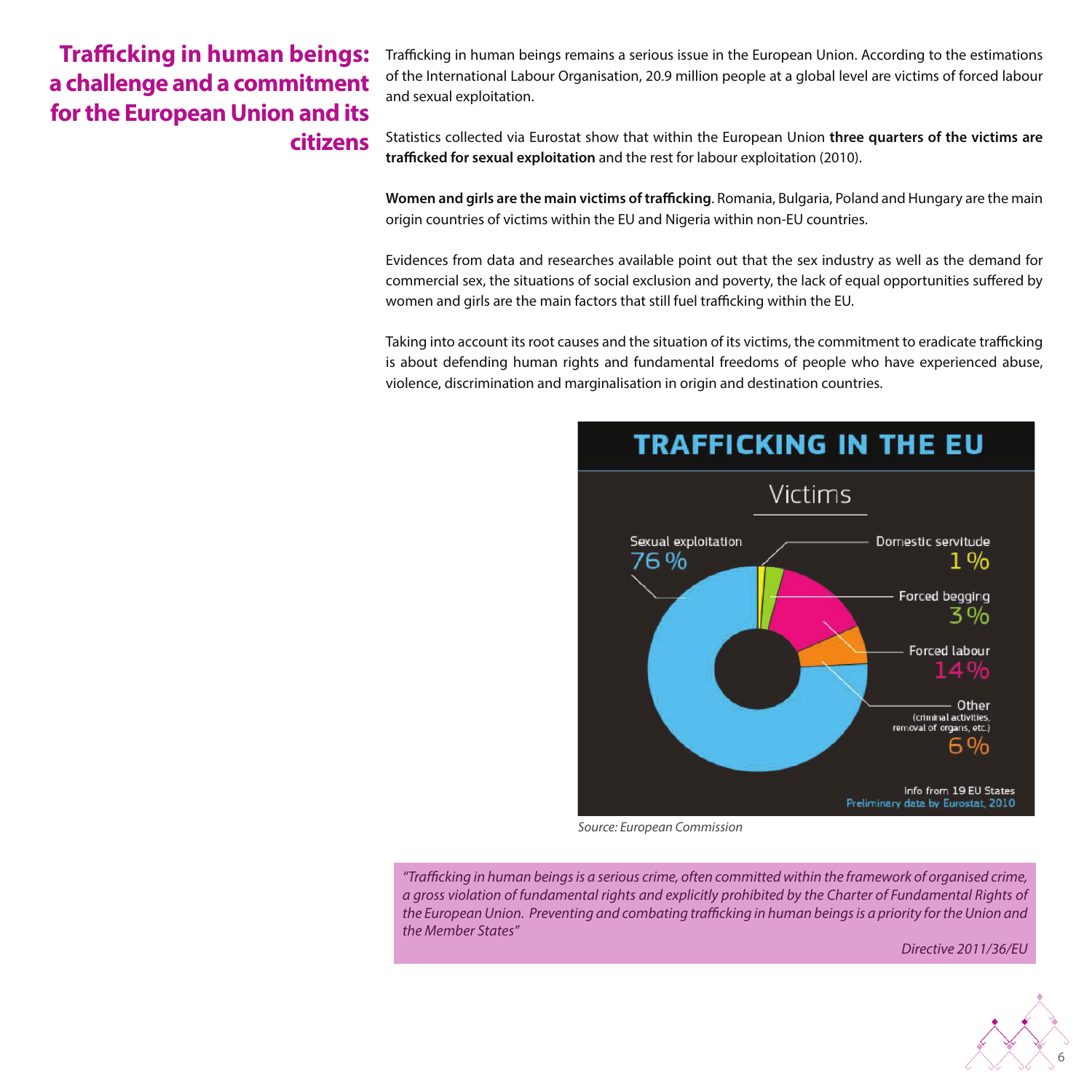# Trafficking in human beings: a challenge and a commitment for the European Union and its citizens

Trafficking in human beings remains a serious issue in the European Union. According to the estimations of the International Labour Organisation, 20.9 million people at a global level are victims of forced labour and sexual exploitation.

Statistics collected via Eurostat show that within the European Union **three quarters of the victims are trafficked for sexual exploitation** and the rest for labour exploitation (2010).

**Women and girls are the main victims of trafficking**. Romania, Bulgaria, Poland and Hungary are the main origin countries of victims within the EU and Nigeria within non-EU countries.

Evidences from data and researches available point out that the sex industry as well as the demand for commercial sex, the situations of social exclusion and poverty, the lack of equal opportunities suffered by women and girls are the main factors that still fuel trafficking within the EU.

Taking into account its root causes and the situation of its victims, the commitment to eradicate trafficking is about defending human rights and fundamental freedoms of people who have experienced abuse, violence, discrimination and marginalisation in origin and destination countries.

**TRAFFICKING IN THE EU**

Victims

| Category | Share |
| --- | --- |
| Sexual exploitation | 76 % |
| Domestic servitude | 1 % |
| Forced begging | 3 % |
| Forced labour | 14 % |
| Other (criminal activities, removal of organs, etc.) | 6 % |

Info from 19 EU States
Preliminary data by Eurostat, 2010

*Source: European Commission*

> *"Trafficking in human beings is a serious crime, often committed within the framework of organised crime, a gross violation of fundamental rights and explicitly prohibited by the Charter of Fundamental Rights of the European Union. Preventing and combating trafficking in human beings is a priority for the Union and the Member States"*
>
> *Directive 2011/36/EU*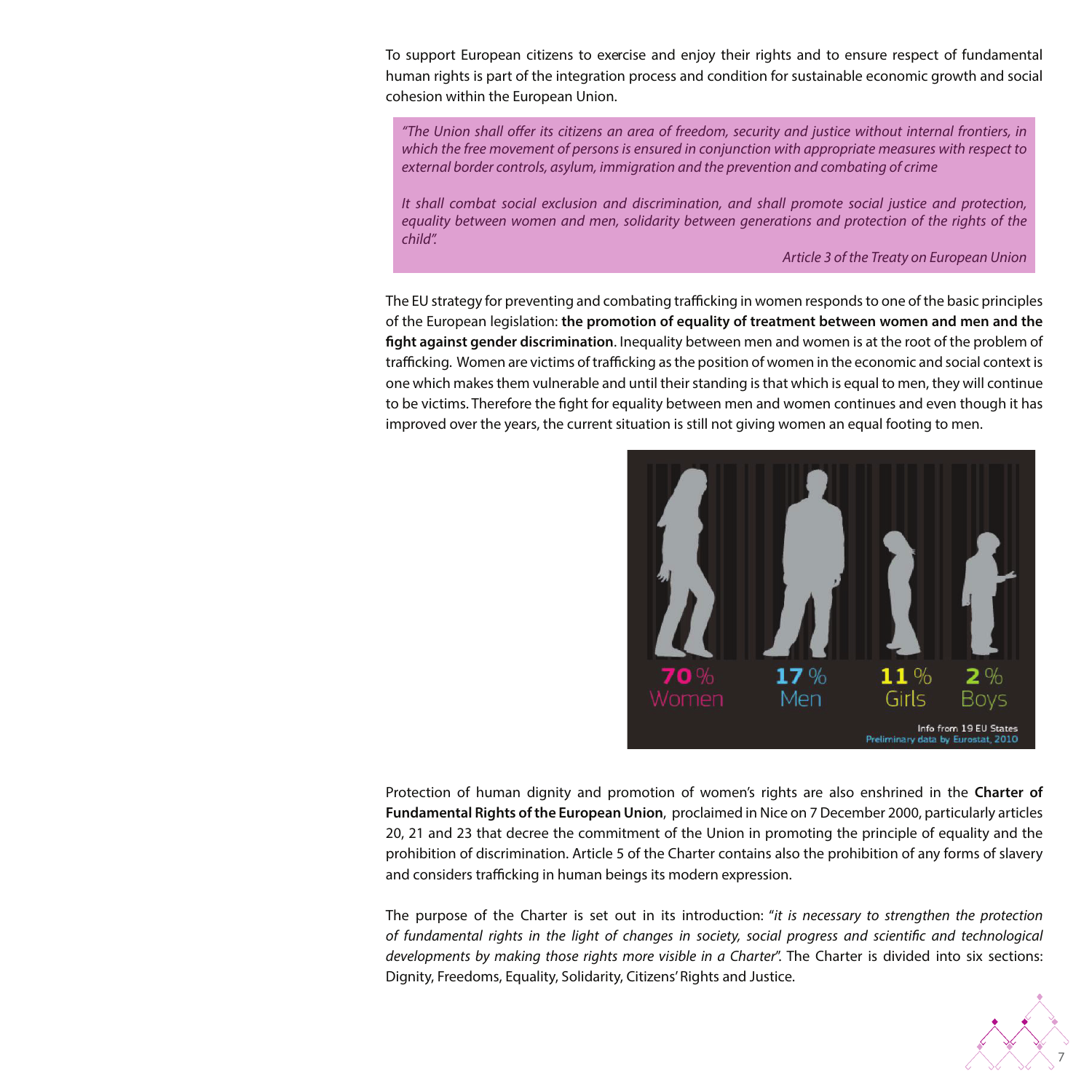To support European citizens to exercise and enjoy their rights and to ensure respect of fundamental human rights is part of the integration process and condition for sustainable economic growth and social cohesion within the European Union.

> *"The Union shall offer its citizens an area of freedom, security and justice without internal frontiers, in which the free movement of persons is ensured in conjunction with appropriate measures with respect to external border controls, asylum, immigration and the prevention and combating of crime*
>
> *It shall combat social exclusion and discrimination, and shall promote social justice and protection, equality between women and men, solidarity between generations and protection of the rights of the child".*
>
> *Article 3 of the Treaty on European Union*

The EU strategy for preventing and combating trafficking in women responds to one of the basic principles of the European legislation: **the promotion of equality of treatment between women and men and the fight against gender discrimination**. Inequality between men and women is at the root of the problem of trafficking. Women are victims of trafficking as the position of women in the economic and social context is one which makes them vulnerable and until their standing is that which is equal to men, they will continue to be victims. Therefore the fight for equality between men and women continues and even though it has improved over the years, the current situation is still not giving women an equal footing to men.

70 % Women | 17 % Men | 11 % Girls | 2 % Boys

Info from 19 EU States
Preliminary data by Eurostat, 2010

Protection of human dignity and promotion of women's rights are also enshrined in the **Charter of Fundamental Rights of the European Union**, proclaimed in Nice on 7 December 2000, particularly articles 20, 21 and 23 that decree the commitment of the Union in promoting the principle of equality and the prohibition of discrimination. Article 5 of the Charter contains also the prohibition of any forms of slavery and considers trafficking in human beings its modern expression.

The purpose of the Charter is set out in its introduction: "*it is necessary to strengthen the protection of fundamental rights in the light of changes in society, social progress and scientific and technological developments by making those rights more visible in a Charter*". The Charter is divided into six sections: Dignity, Freedoms, Equality, Solidarity, Citizens' Rights and Justice.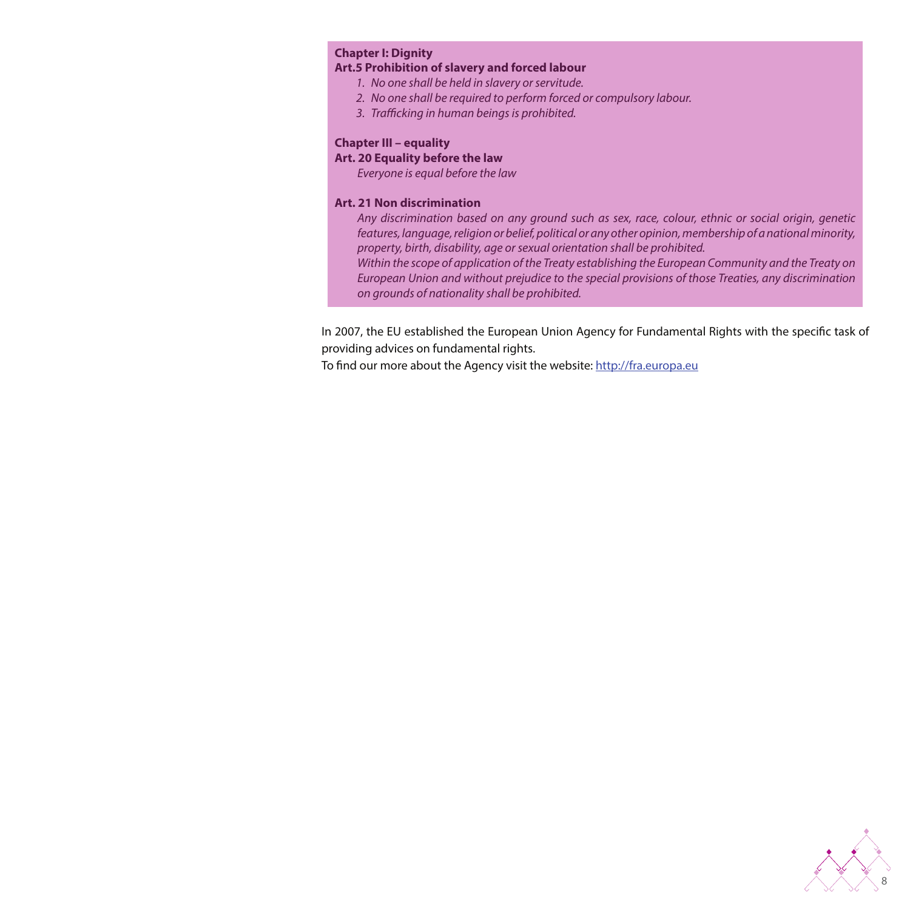**Chapter I: Dignity**

**Art.5 Prohibition of slavery and forced labour**

1. *No one shall be held in slavery or servitude.*
2. *No one shall be required to perform forced or compulsory labour.*
3. *Trafficking in human beings is prohibited.*

**Chapter III – equality**

**Art. 20 Equality before the law**

*Everyone is equal before the law*

**Art. 21 Non discrimination**

*Any discrimination based on any ground such as sex, race, colour, ethnic or social origin, genetic features, language, religion or belief, political or any other opinion, membership of a national minority, property, birth, disability, age or sexual orientation shall be prohibited.*

*Within the scope of application of the Treaty establishing the European Community and the Treaty on European Union and without prejudice to the special provisions of those Treaties, any discrimination on grounds of nationality shall be prohibited.*

In 2007, the EU established the European Union Agency for Fundamental Rights with the specific task of providing advices on fundamental rights.

To find our more about the Agency visit the website: http://fra.europa.eu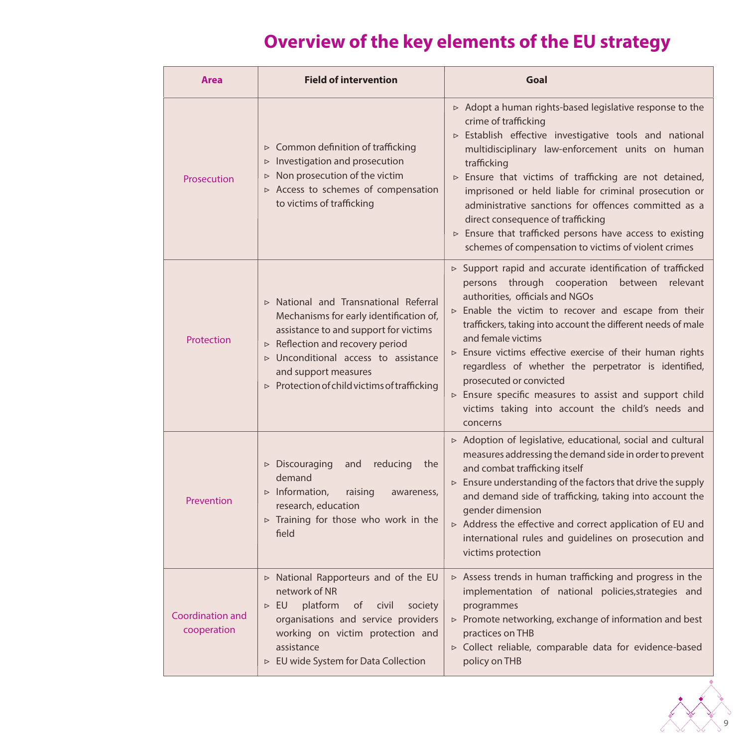# Overview of the key elements of the EU strategy

| Area | Field of intervention | Goal |
|---|---|---|
| Prosecution | ▹ Common definition of trafficking<br>▹ Investigation and prosecution<br>▹ Non prosecution of the victim<br>▹ Access to schemes of compensation to victims of trafficking | ▹ Adopt a human rights-based legislative response to the crime of trafficking<br>▹ Establish effective investigative tools and national multidisciplinary law-enforcement units on human trafficking<br>▹ Ensure that victims of trafficking are not detained, imprisoned or held liable for criminal prosecution or administrative sanctions for offences committed as a direct consequence of trafficking<br>▹ Ensure that trafficked persons have access to existing schemes of compensation to victims of violent crimes |
| Protection | ▹ National and Transnational Referral Mechanisms for early identification of, assistance to and support for victims<br>▹ Reflection and recovery period<br>▹ Unconditional access to assistance and support measures<br>▹ Protection of child victims of trafficking | ▹ Support rapid and accurate identification of trafficked persons through cooperation between relevant authorities, officials and NGOs<br>▹ Enable the victim to recover and escape from their traffickers, taking into account the different needs of male and female victims<br>▹ Ensure victims effective exercise of their human rights regardless of whether the perpetrator is identified, prosecuted or convicted<br>▹ Ensure specific measures to assist and support child victims taking into account the child's needs and concerns |
| Prevention | ▹ Discouraging and reducing the demand<br>▹ Information, raising awareness, research, education<br>▹ Training for those who work in the field | ▹ Adoption of legislative, educational, social and cultural measures addressing the demand side in order to prevent and combat trafficking itself<br>▹ Ensure understanding of the factors that drive the supply and demand side of trafficking, taking into account the gender dimension<br>▹ Address the effective and correct application of EU and international rules and guidelines on prosecution and victims protection |
| Coordination and cooperation | ▹ National Rapporteurs and of the EU network of NR<br>▹ EU platform of civil society organisations and service providers working on victim protection and assistance<br>▹ EU wide System for Data Collection | ▹ Assess trends in human trafficking and progress in the implementation of national policies,strategies and programmes<br>▹ Promote networking, exchange of information and best practices on THB<br>▹ Collect reliable, comparable data for evidence-based policy on THB |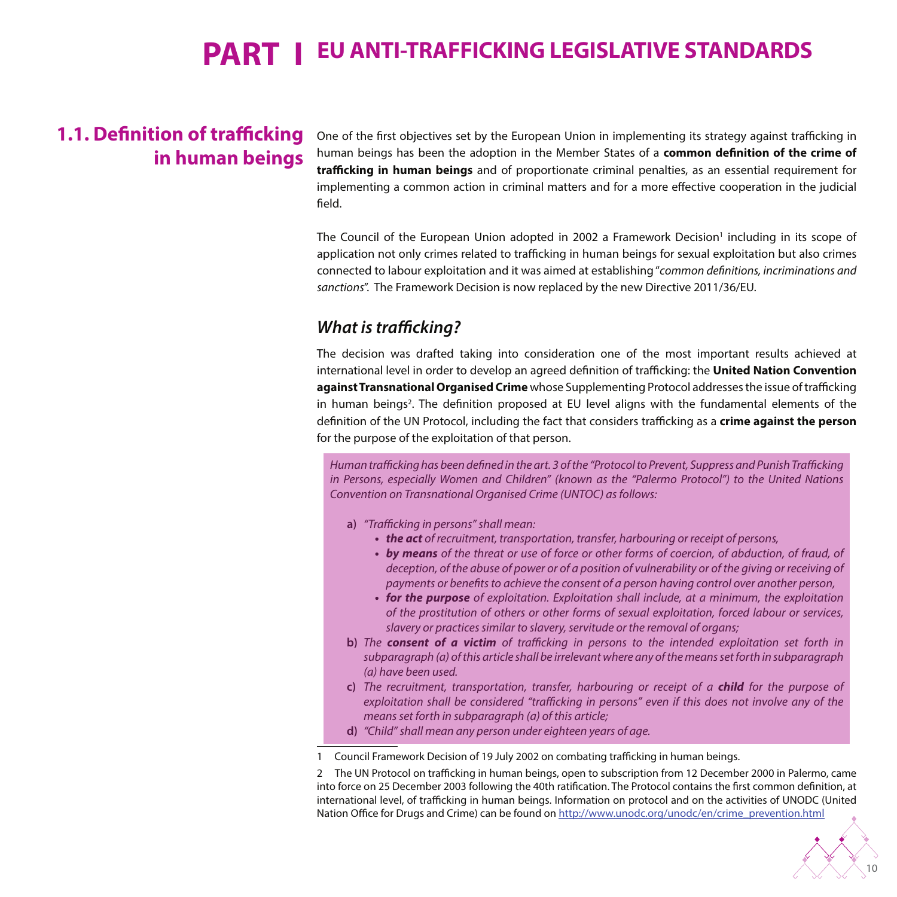# PART I EU ANTI-TRAFFICKING LEGISLATIVE STANDARDS

## 1.1. Definition of trafficking in human beings

One of the first objectives set by the European Union in implementing its strategy against trafficking in human beings has been the adoption in the Member States of a **common definition of the crime of trafficking in human beings** and of proportionate criminal penalties, as an essential requirement for implementing a common action in criminal matters and for a more effective cooperation in the judicial field.

The Council of the European Union adopted in 2002 a Framework Decision[1] including in its scope of application not only crimes related to trafficking in human beings for sexual exploitation but also crimes connected to labour exploitation and it was aimed at establishing "*common definitions, incriminations and sanctions*". The Framework Decision is now replaced by the new Directive 2011/36/EU.

### *What is trafficking?*

The decision was drafted taking into consideration one of the most important results achieved at international level in order to develop an agreed definition of trafficking: the **United Nation Convention against Transnational Organised Crime** whose Supplementing Protocol addresses the issue of trafficking in human beings[2]. The definition proposed at EU level aligns with the fundamental elements of the definition of the UN Protocol, including the fact that considers trafficking as a **crime against the person** for the purpose of the exploitation of that person.

*Human trafficking has been defined in the art. 3 of the "Protocol to Prevent, Suppress and Punish Trafficking in Persons, especially Women and Children" (known as the "Palermo Protocol") to the United Nations Convention on Transnational Organised Crime (UNTOC) as follows:*

**a)** *"Trafficking in persons" shall mean:*
- ***the act*** *of recruitment, transportation, transfer, harbouring or receipt of persons,*
- ***by means*** *of the threat or use of force or other forms of coercion, of abduction, of fraud, of deception, of the abuse of power or of a position of vulnerability or of the giving or receiving of payments or benefits to achieve the consent of a person having control over another person,*
- ***for the purpose*** *of exploitation. Exploitation shall include, at a minimum, the exploitation of the prostitution of others or other forms of sexual exploitation, forced labour or services, slavery or practices similar to slavery, servitude or the removal of organs;*

**b)** *The* ***consent of a victim*** *of trafficking in persons to the intended exploitation set forth in subparagraph (a) of this article shall be irrelevant where any of the means set forth in subparagraph (a) have been used.*

**c)** *The recruitment, transportation, transfer, harbouring or receipt of a* ***child*** *for the purpose of exploitation shall be considered "trafficking in persons" even if this does not involve any of the means set forth in subparagraph (a) of this article;*

**d)** *"Child" shall mean any person under eighteen years of age.*

---

1 Council Framework Decision of 19 July 2002 on combating trafficking in human beings.

2 The UN Protocol on trafficking in human beings, open to subscription from 12 December 2000 in Palermo, came into force on 25 December 2003 following the 40th ratification. The Protocol contains the first common definition, at international level, of trafficking in human beings. Information on protocol and on the activities of UNODC (United Nation Office for Drugs and Crime) can be found on http://www.unodc.org/unodc/en/crime_prevention.html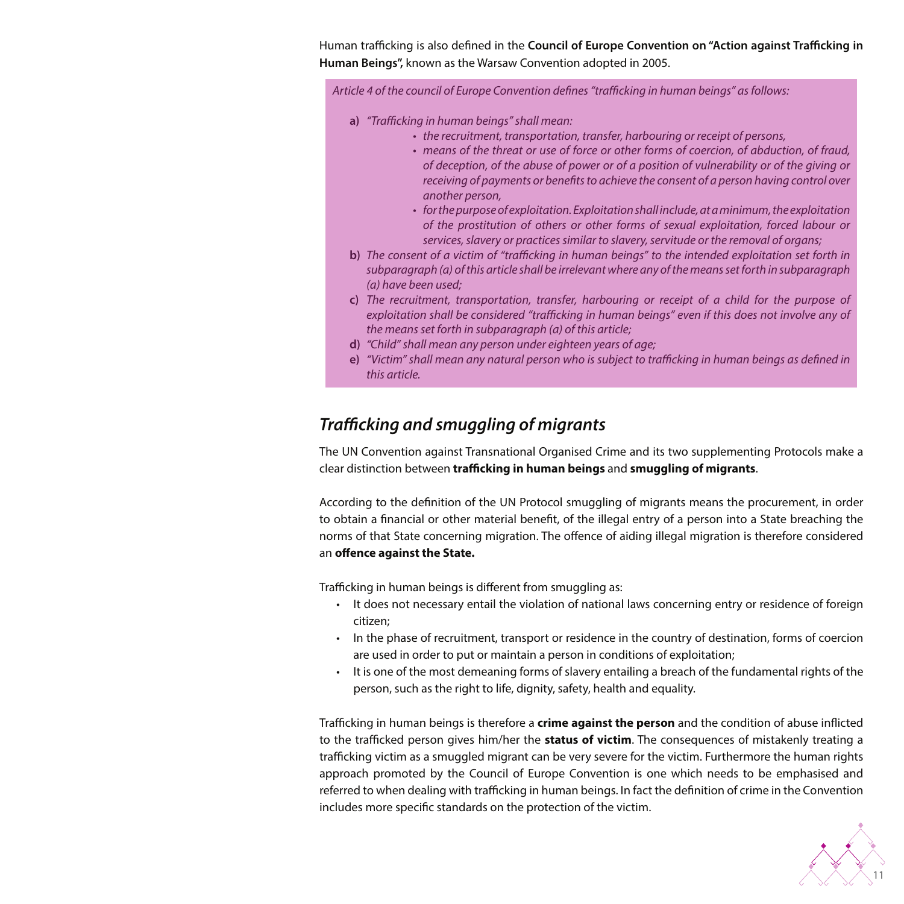Human trafficking is also defined in the **Council of Europe Convention on "Action against Trafficking in Human Beings",** known as the Warsaw Convention adopted in 2005.

> *Article 4 of the council of Europe Convention defines "trafficking in human beings" as follows:*
>
> **a)** *"Trafficking in human beings" shall mean:*
> - *the recruitment, transportation, transfer, harbouring or receipt of persons,*
> - *means of the threat or use of force or other forms of coercion, of abduction, of fraud, of deception, of the abuse of power or of a position of vulnerability or of the giving or receiving of payments or benefits to achieve the consent of a person having control over another person,*
> - *for the purpose of exploitation. Exploitation shall include, at a minimum, the exploitation of the prostitution of others or other forms of sexual exploitation, forced labour or services, slavery or practices similar to slavery, servitude or the removal of organs;*
>
> **b)** *The consent of a victim of "trafficking in human beings" to the intended exploitation set forth in subparagraph (a) of this article shall be irrelevant where any of the means set forth in subparagraph (a) have been used;*
>
> **c)** *The recruitment, transportation, transfer, harbouring or receipt of a child for the purpose of exploitation shall be considered "trafficking in human beings" even if this does not involve any of the means set forth in subparagraph (a) of this article;*
>
> **d)** *"Child" shall mean any person under eighteen years of age;*
>
> **e)** *"Victim" shall mean any natural person who is subject to trafficking in human beings as defined in this article.*

## *Trafficking and smuggling of migrants*

The UN Convention against Transnational Organised Crime and its two supplementing Protocols make a clear distinction between **trafficking in human beings** and **smuggling of migrants**.

According to the definition of the UN Protocol smuggling of migrants means the procurement, in order to obtain a financial or other material benefit, of the illegal entry of a person into a State breaching the norms of that State concerning migration. The offence of aiding illegal migration is therefore considered an **offence against the State.**

Trafficking in human beings is different from smuggling as:

- It does not necessary entail the violation of national laws concerning entry or residence of foreign citizen;
- In the phase of recruitment, transport or residence in the country of destination, forms of coercion are used in order to put or maintain a person in conditions of exploitation;
- It is one of the most demeaning forms of slavery entailing a breach of the fundamental rights of the person, such as the right to life, dignity, safety, health and equality.

Trafficking in human beings is therefore a **crime against the person** and the condition of abuse inflicted to the trafficked person gives him/her the **status of victim**. The consequences of mistakenly treating a trafficking victim as a smuggled migrant can be very severe for the victim. Furthermore the human rights approach promoted by the Council of Europe Convention is one which needs to be emphasised and referred to when dealing with trafficking in human beings. In fact the definition of crime in the Convention includes more specific standards on the protection of the victim.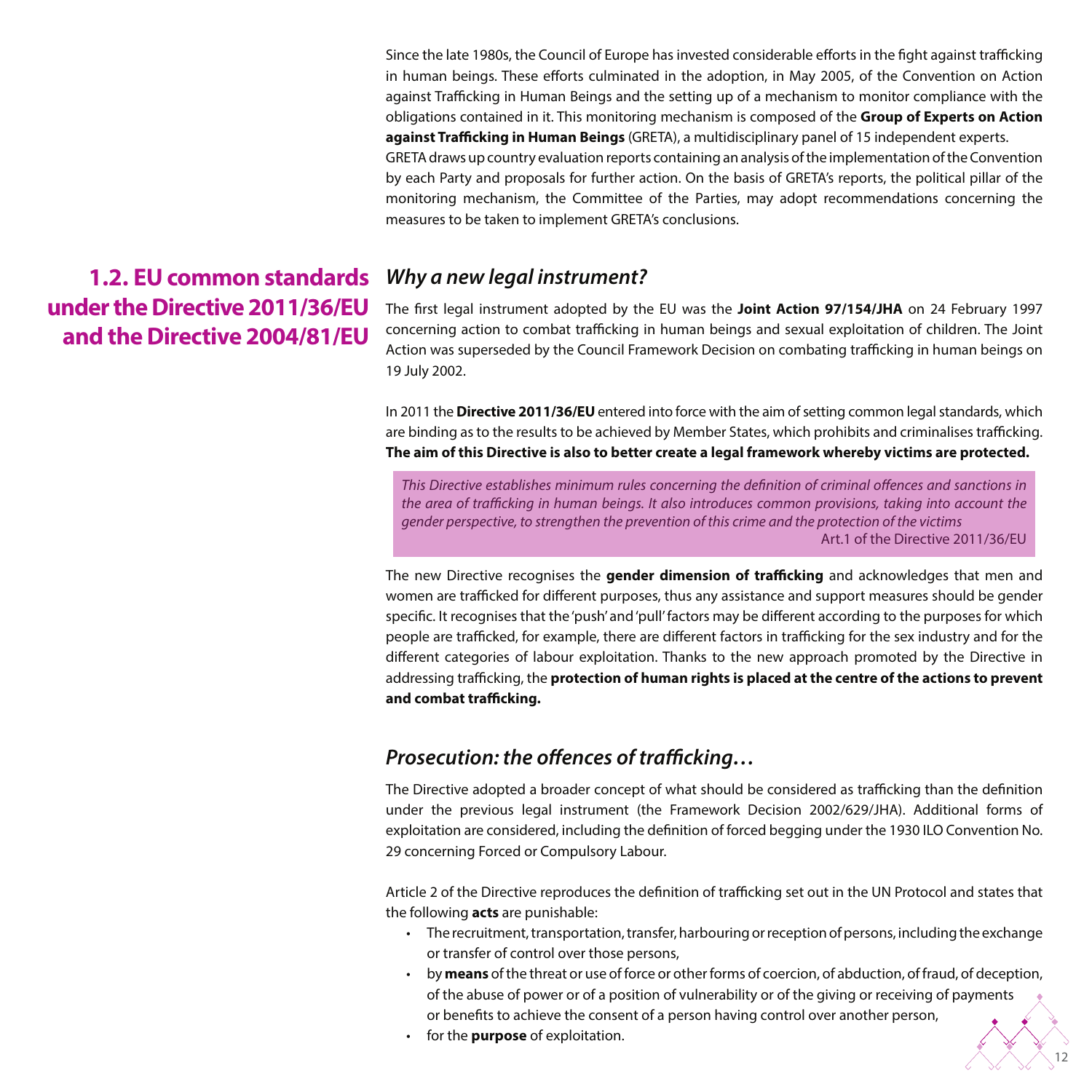Since the late 1980s, the Council of Europe has invested considerable efforts in the fight against trafficking in human beings. These efforts culminated in the adoption, in May 2005, of the Convention on Action against Trafficking in Human Beings and the setting up of a mechanism to monitor compliance with the obligations contained in it. This monitoring mechanism is composed of the **Group of Experts on Action against Trafficking in Human Beings** (GRETA), a multidisciplinary panel of 15 independent experts.
GRETA draws up country evaluation reports containing an analysis of the implementation of the Convention by each Party and proposals for further action. On the basis of GRETA's reports, the political pillar of the monitoring mechanism, the Committee of the Parties, may adopt recommendations concerning the measures to be taken to implement GRETA's conclusions.

## 1.2. EU common standards under the Directive 2011/36/EU and the Directive 2004/81/EU

### *Why a new legal instrument?*

The first legal instrument adopted by the EU was the **Joint Action 97/154/JHA** on 24 February 1997 concerning action to combat trafficking in human beings and sexual exploitation of children. The Joint Action was superseded by the Council Framework Decision on combating trafficking in human beings on 19 July 2002.

In 2011 the **Directive 2011/36/EU** entered into force with the aim of setting common legal standards, which are binding as to the results to be achieved by Member States, which prohibits and criminalises trafficking. **The aim of this Directive is also to better create a legal framework whereby victims are protected.**

> *This Directive establishes minimum rules concerning the definition of criminal offences and sanctions in the area of trafficking in human beings. It also introduces common provisions, taking into account the gender perspective, to strengthen the prevention of this crime and the protection of the victims*
> Art.1 of the Directive 2011/36/EU

The new Directive recognises the **gender dimension of trafficking** and acknowledges that men and women are trafficked for different purposes, thus any assistance and support measures should be gender specific. It recognises that the 'push' and 'pull' factors may be different according to the purposes for which people are trafficked, for example, there are different factors in trafficking for the sex industry and for the different categories of labour exploitation. Thanks to the new approach promoted by the Directive in addressing trafficking, the **protection of human rights is placed at the centre of the actions to prevent and combat trafficking.**

### *Prosecution: the offences of trafficking…*

The Directive adopted a broader concept of what should be considered as trafficking than the definition under the previous legal instrument (the Framework Decision 2002/629/JHA). Additional forms of exploitation are considered, including the definition of forced begging under the 1930 ILO Convention No. 29 concerning Forced or Compulsory Labour.

Article 2 of the Directive reproduces the definition of trafficking set out in the UN Protocol and states that the following **acts** are punishable:

- The recruitment, transportation, transfer, harbouring or reception of persons, including the exchange or transfer of control over those persons,
- by **means** of the threat or use of force or other forms of coercion, of abduction, of fraud, of deception, of the abuse of power or of a position of vulnerability or of the giving or receiving of payments or benefits to achieve the consent of a person having control over another person,
- for the **purpose** of exploitation.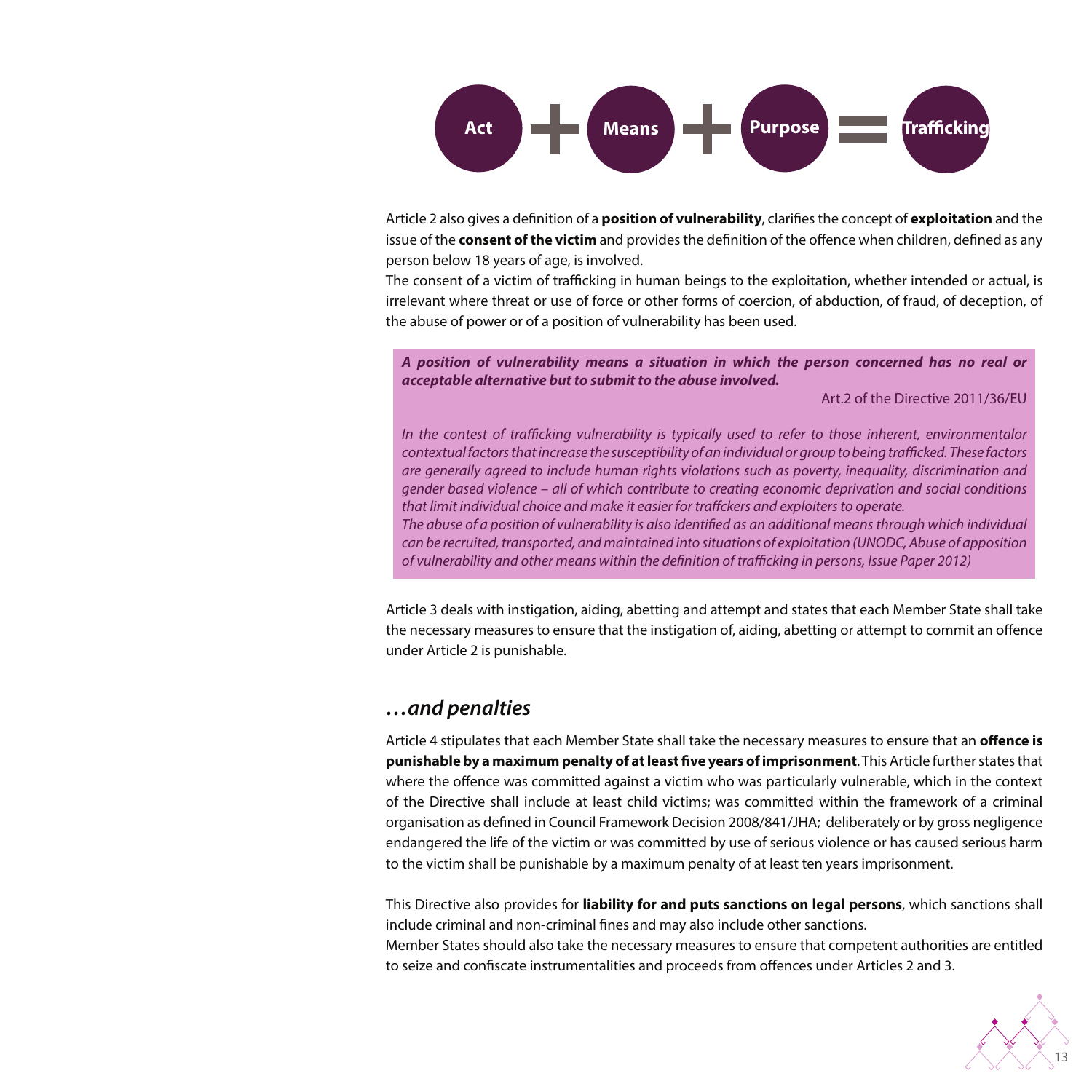**Act** + **Means** + **Purpose** = **Trafficking**

Article 2 also gives a definition of a **position of vulnerability**, clarifies the concept of **exploitation** and the issue of the **consent of the victim** and provides the definition of the offence when children, defined as any person below 18 years of age, is involved.

The consent of a victim of trafficking in human beings to the exploitation, whether intended or actual, is irrelevant where threat or use of force or other forms of coercion, of abduction, of fraud, of deception, of the abuse of power or of a position of vulnerability has been used.

> ***A position of vulnerability means a situation in which the person concerned has no real or acceptable alternative but to submit to the abuse involved.***
>
> Art.2 of the Directive 2011/36/EU
>
> *In the contest of trafficking vulnerability is typically used to refer to those inherent, environmentalor contextual factors that increase the susceptibility of an individual or group to being trafficked. These factors are generally agreed to include human rights violations such as poverty, inequality, discrimination and gender based violence – all of which contribute to creating economic deprivation and social conditions that limit individual choice and make it easier for traffckers and exploiters to operate.*
> *The abuse of a position of vulnerability is also identified as an additional means through which individual can be recruited, transported, and maintained into situations of exploitation (UNODC, Abuse of apposition of vulnerability and other means within the definition of trafficking in persons, Issue Paper 2012)*

Article 3 deals with instigation, aiding, abetting and attempt and states that each Member State shall take the necessary measures to ensure that the instigation of, aiding, abetting or attempt to commit an offence under Article 2 is punishable.

## *…and penalties*

Article 4 stipulates that each Member State shall take the necessary measures to ensure that an **offence is punishable by a maximum penalty of at least five years of imprisonment**. This Article further states that where the offence was committed against a victim who was particularly vulnerable, which in the context of the Directive shall include at least child victims; was committed within the framework of a criminal organisation as defined in Council Framework Decision 2008/841/JHA; deliberately or by gross negligence endangered the life of the victim or was committed by use of serious violence or has caused serious harm to the victim shall be punishable by a maximum penalty of at least ten years imprisonment.

This Directive also provides for **liability for and puts sanctions on legal persons**, which sanctions shall include criminal and non-criminal fines and may also include other sanctions.

Member States should also take the necessary measures to ensure that competent authorities are entitled to seize and confiscate instrumentalities and proceeds from offences under Articles 2 and 3.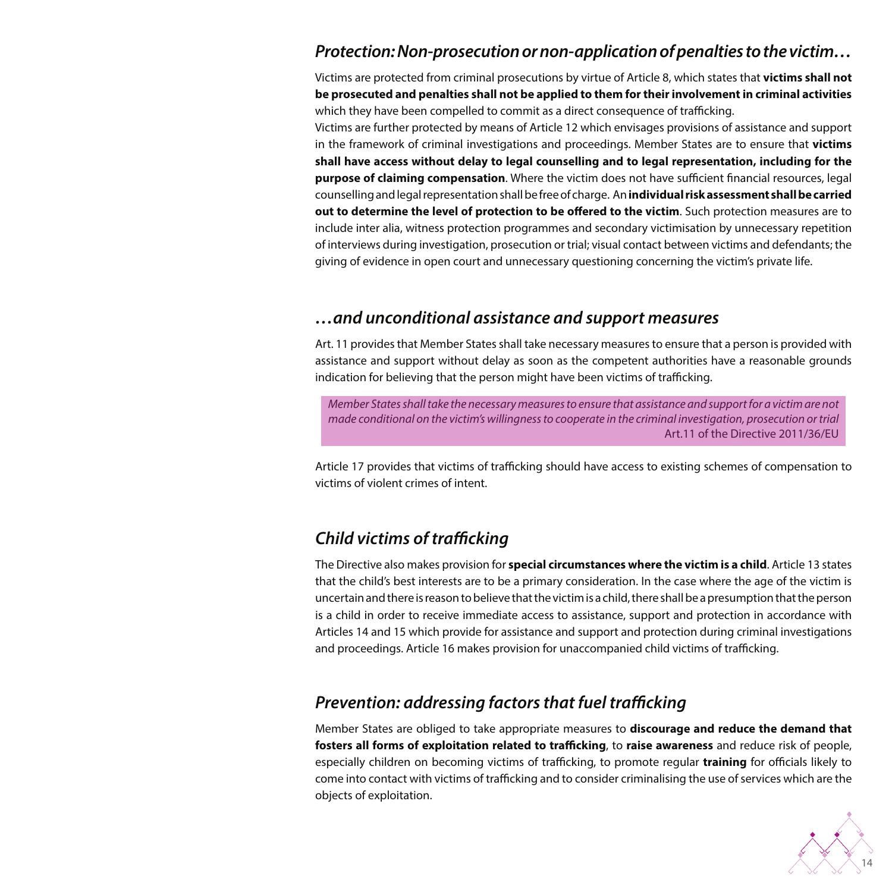## *Protection: Non-prosecution or non-application of penalties to the victim…*

Victims are protected from criminal prosecutions by virtue of Article 8, which states that **victims shall not be prosecuted and penalties shall not be applied to them for their involvement in criminal activities** which they have been compelled to commit as a direct consequence of trafficking.

Victims are further protected by means of Article 12 which envisages provisions of assistance and support in the framework of criminal investigations and proceedings. Member States are to ensure that **victims shall have access without delay to legal counselling and to legal representation, including for the purpose of claiming compensation**. Where the victim does not have sufficient financial resources, legal counselling and legal representation shall be free of charge. An **individual risk assessment shall be carried out to determine the level of protection to be offered to the victim**. Such protection measures are to include inter alia, witness protection programmes and secondary victimisation by unnecessary repetition of interviews during investigation, prosecution or trial; visual contact between victims and defendants; the giving of evidence in open court and unnecessary questioning concerning the victim's private life.

## *…and unconditional assistance and support measures*

Art. 11 provides that Member States shall take necessary measures to ensure that a person is provided with assistance and support without delay as soon as the competent authorities have a reasonable grounds indication for believing that the person might have been victims of trafficking.

> *Member States shall take the necessary measures to ensure that assistance and support for a victim are not made conditional on the victim's willingness to cooperate in the criminal investigation, prosecution or trial*
> Art.11 of the Directive 2011/36/EU

Article 17 provides that victims of trafficking should have access to existing schemes of compensation to victims of violent crimes of intent.

## *Child victims of trafficking*

The Directive also makes provision for **special circumstances where the victim is a child**. Article 13 states that the child's best interests are to be a primary consideration. In the case where the age of the victim is uncertain and there is reason to believe that the victim is a child, there shall be a presumption that the person is a child in order to receive immediate access to assistance, support and protection in accordance with Articles 14 and 15 which provide for assistance and support and protection during criminal investigations and proceedings. Article 16 makes provision for unaccompanied child victims of trafficking.

## *Prevention: addressing factors that fuel trafficking*

Member States are obliged to take appropriate measures to **discourage and reduce the demand that fosters all forms of exploitation related to trafficking**, to **raise awareness** and reduce risk of people, especially children on becoming victims of trafficking, to promote regular **training** for officials likely to come into contact with victims of trafficking and to consider criminalising the use of services which are the objects of exploitation.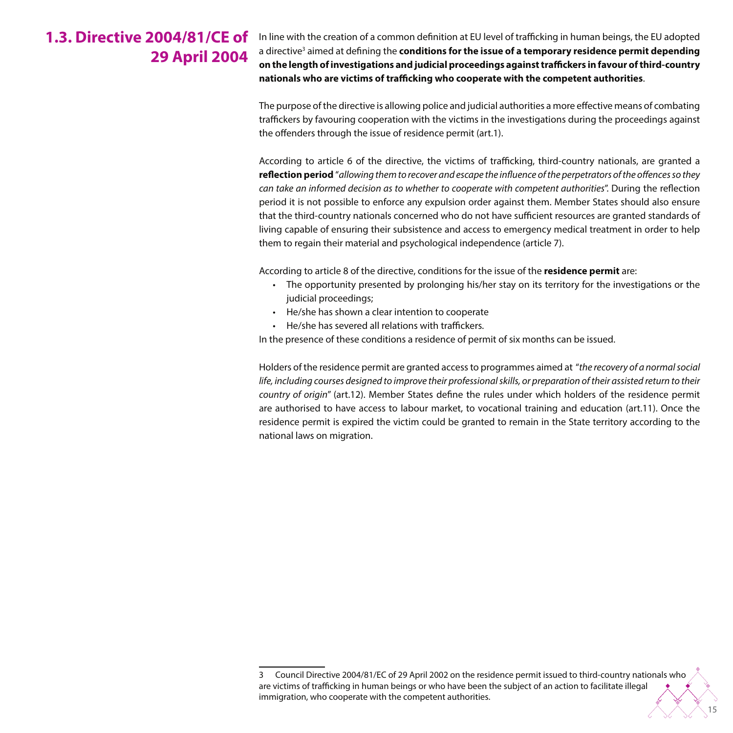## 1.3. Directive 2004/81/CE of 29 April 2004

In line with the creation of a common definition at EU level of trafficking in human beings, the EU adopted a directive[3] aimed at defining the **conditions for the issue of a temporary residence permit depending on the length of investigations and judicial proceedings against traffickers in favour of third-country nationals who are victims of trafficking who cooperate with the competent authorities**.

The purpose of the directive is allowing police and judicial authorities a more effective means of combating traffickers by favouring cooperation with the victims in the investigations during the proceedings against the offenders through the issue of residence permit (art.1).

According to article 6 of the directive, the victims of trafficking, third-country nationals, are granted a **reflection period** "*allowing them to recover and escape the influence of the perpetrators of the offences so they can take an informed decision as to whether to cooperate with competent authorities*". During the reflection period it is not possible to enforce any expulsion order against them. Member States should also ensure that the third-country nationals concerned who do not have sufficient resources are granted standards of living capable of ensuring their subsistence and access to emergency medical treatment in order to help them to regain their material and psychological independence (article 7).

According to article 8 of the directive, conditions for the issue of the **residence permit** are:

- The opportunity presented by prolonging his/her stay on its territory for the investigations or the judicial proceedings;
- He/she has shown a clear intention to cooperate
- He/she has severed all relations with traffickers.

In the presence of these conditions a residence of permit of six months can be issued.

Holders of the residence permit are granted access to programmes aimed at "*the recovery of a normal social life, including courses designed to improve their professional skills, or preparation of their assisted return to their country of origin*" (art.12). Member States define the rules under which holders of the residence permit are authorised to have access to labour market, to vocational training and education (art.11). Once the residence permit is expired the victim could be granted to remain in the State territory according to the national laws on migration.

3 Council Directive 2004/81/EC of 29 April 2002 on the residence permit issued to third-country nationals who are victims of trafficking in human beings or who have been the subject of an action to facilitate illegal immigration, who cooperate with the competent authorities.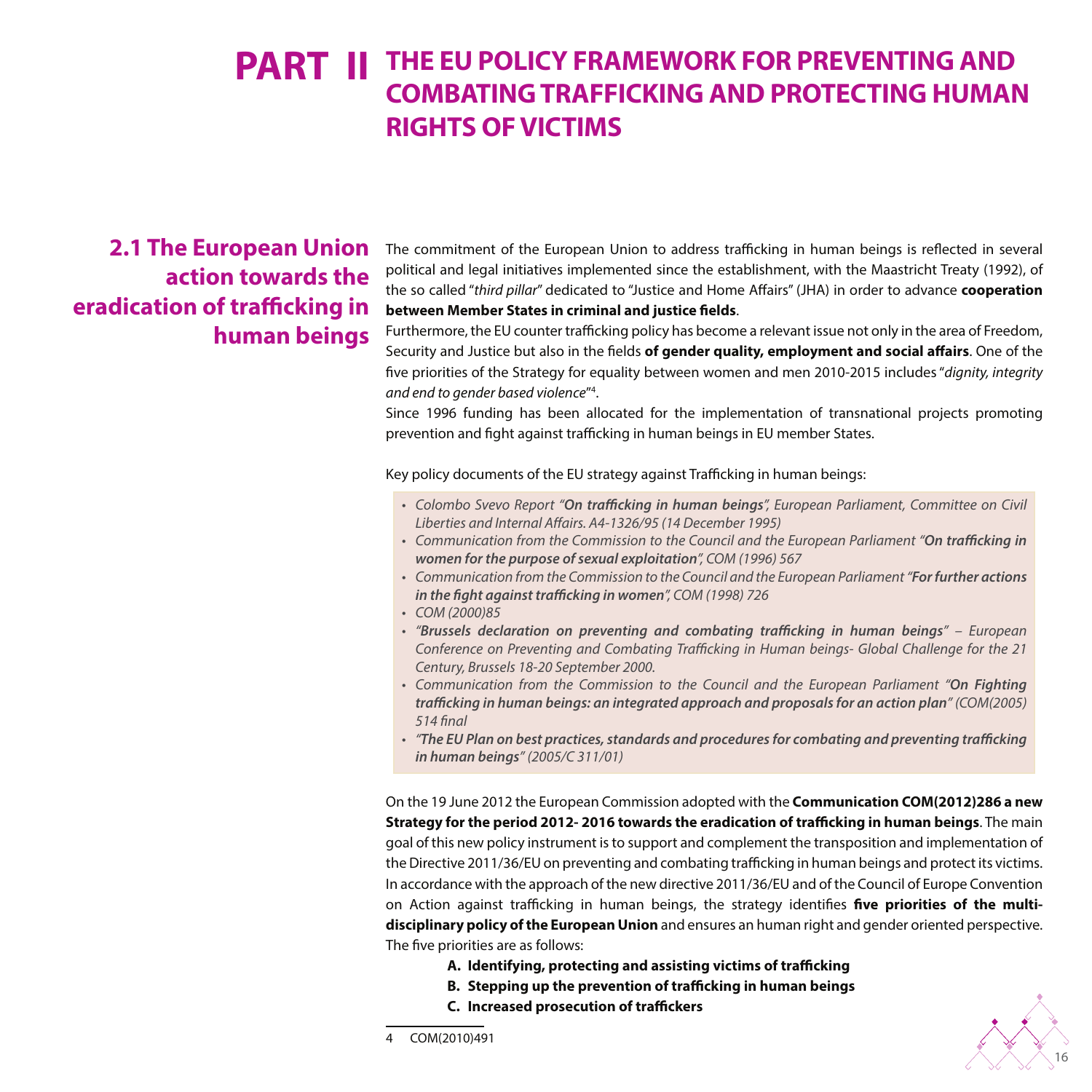# PART II THE EU POLICY FRAMEWORK FOR PREVENTING AND COMBATING TRAFFICKING AND PROTECTING HUMAN RIGHTS OF VICTIMS

## 2.1 The European Union action towards the eradication of trafficking in human beings

The commitment of the European Union to address trafficking in human beings is reflected in several political and legal initiatives implemented since the establishment, with the Maastricht Treaty (1992), of the so called "*third pillar*" dedicated to "Justice and Home Affairs" (JHA) in order to advance **cooperation between Member States in criminal and justice fields**.

Furthermore, the EU counter trafficking policy has become a relevant issue not only in the area of Freedom, Security and Justice but also in the fields **of gender quality, employment and social affairs**. One of the five priorities of the Strategy for equality between women and men 2010-2015 includes "*dignity, integrity and end to gender based violence*"[4].

Since 1996 funding has been allocated for the implementation of transnational projects promoting prevention and fight against trafficking in human beings in EU member States.

Key policy documents of the EU strategy against Trafficking in human beings:

- *Colombo Svevo Report "**On trafficking in human beings**", European Parliament, Committee on Civil Liberties and Internal Affairs. A4-1326/95 (14 December 1995)*
- *Communication from the Commission to the Council and the European Parliament "**On trafficking in women for the purpose of sexual exploitation**", COM (1996) 567*
- *Communication from the Commission to the Council and the European Parliament "**For further actions in the fight against trafficking in women**", COM (1998) 726*
- *COM (2000)85*
- *"**Brussels declaration on preventing and combating trafficking in human beings**" – European Conference on Preventing and Combating Trafficking in Human beings- Global Challenge for the 21 Century, Brussels 18-20 September 2000.*
- *Communication from the Commission to the Council and the European Parliament "**On Fighting trafficking in human beings: an integrated approach and proposals for an action plan**" (COM(2005) 514 final*
- *"**The EU Plan on best practices, standards and procedures for combating and preventing trafficking in human beings**" (2005/C 311/01)*

On the 19 June 2012 the European Commission adopted with the **Communication COM(2012)286 a new Strategy for the period 2012- 2016 towards the eradication of trafficking in human beings**. The main goal of this new policy instrument is to support and complement the transposition and implementation of the Directive 2011/36/EU on preventing and combating trafficking in human beings and protect its victims. In accordance with the approach of the new directive 2011/36/EU and of the Council of Europe Convention on Action against trafficking in human beings, the strategy identifies **five priorities of the multi-disciplinary policy of the European Union** and ensures an human right and gender oriented perspective. The five priorities are as follows:

A. **Identifying, protecting and assisting victims of trafficking**
B. **Stepping up the prevention of trafficking in human beings**
C. **Increased prosecution of traffickers**

---

4 COM(2010)491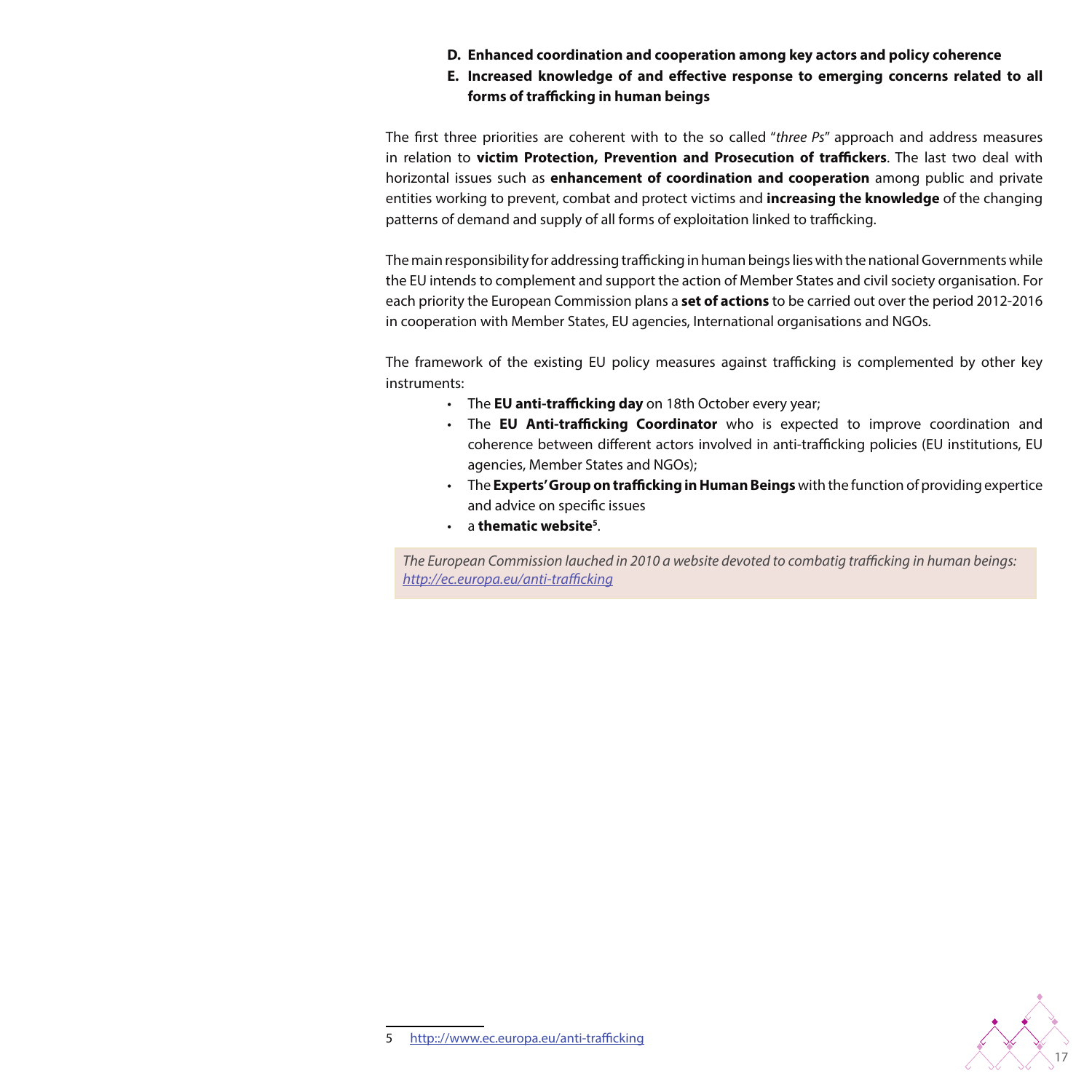D. **Enhanced coordination and cooperation among key actors and policy coherence**
E. **Increased knowledge of and effective response to emerging concerns related to all forms of trafficking in human beings**

The first three priorities are coherent with to the so called "*three Ps*" approach and address measures in relation to **victim Protection, Prevention and Prosecution of traffickers**. The last two deal with horizontal issues such as **enhancement of coordination and cooperation** among public and private entities working to prevent, combat and protect victims and **increasing the knowledge** of the changing patterns of demand and supply of all forms of exploitation linked to trafficking.

The main responsibility for addressing trafficking in human beings lies with the national Governments while the EU intends to complement and support the action of Member States and civil society organisation. For each priority the European Commission plans a **set of actions** to be carried out over the period 2012-2016 in cooperation with Member States, EU agencies, International organisations and NGOs.

The framework of the existing EU policy measures against trafficking is complemented by other key instruments:

- The **EU anti-trafficking day** on 18th October every year;
- The **EU Anti-trafficking Coordinator** who is expected to improve coordination and coherence between different actors involved in anti-trafficking policies (EU institutions, EU agencies, Member States and NGOs);
- The **Experts' Group on trafficking in Human Beings** with the function of providing expertice and advice on specific issues
- a **thematic website**[5].

*The European Commission lauched in 2010 a website devoted to combatig trafficking in human beings: [http://ec.europa.eu/anti-trafficking](http://ec.europa.eu/anti-trafficking)*

---

5 [http://www.ec.europa.eu/anti-trafficking](http://www.ec.europa.eu/anti-trafficking)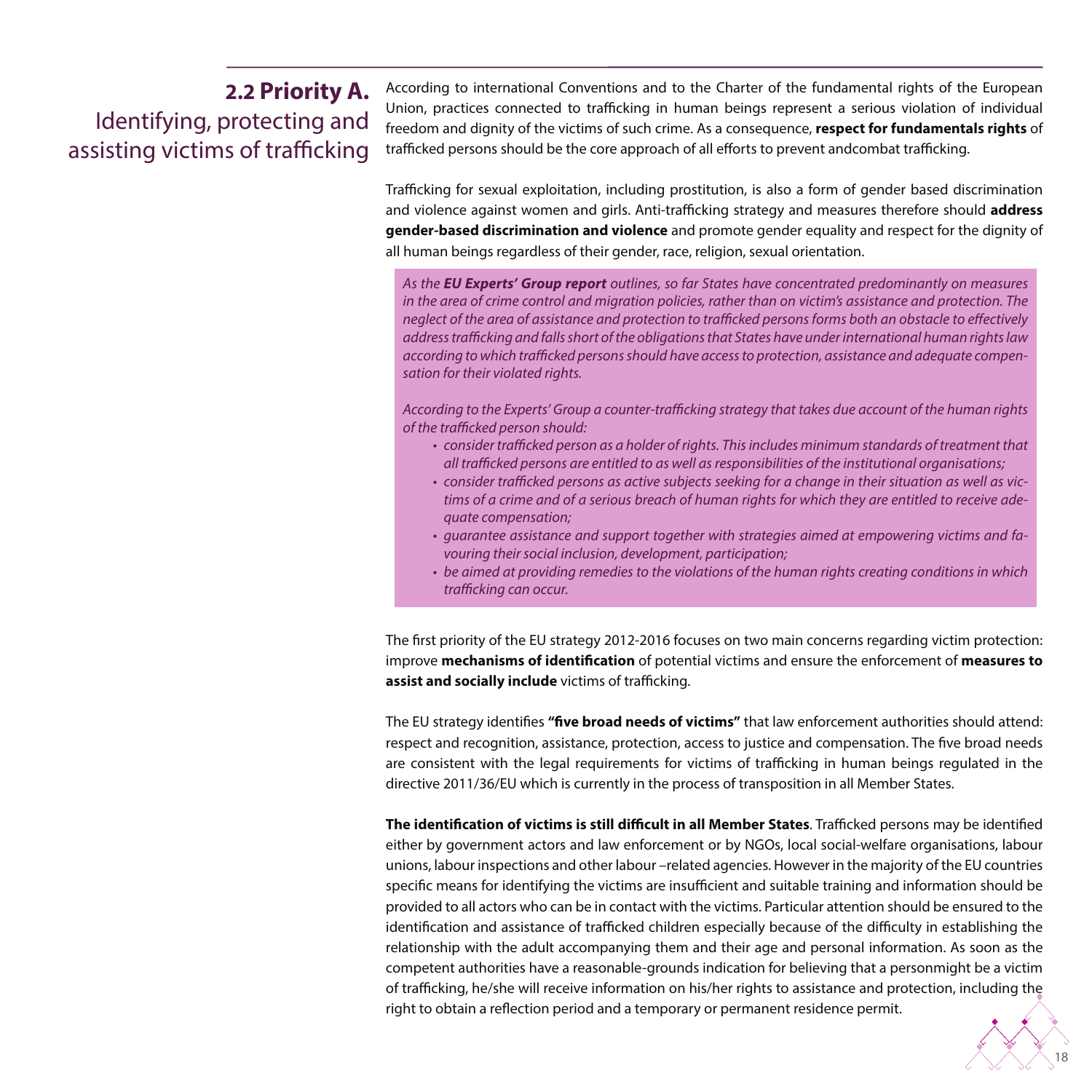## 2.2 Priority A. Identifying, protecting and assisting victims of trafficking

According to international Conventions and to the Charter of the fundamental rights of the European Union, practices connected to trafficking in human beings represent a serious violation of individual freedom and dignity of the victims of such crime. As a consequence, **respect for fundamentals rights** of trafficked persons should be the core approach of all efforts to prevent andcombat trafficking.

Trafficking for sexual exploitation, including prostitution, is also a form of gender based discrimination and violence against women and girls. Anti-trafficking strategy and measures therefore should **address gender-based discrimination and violence** and promote gender equality and respect for the dignity of all human beings regardless of their gender, race, religion, sexual orientation.

> *As the **EU Experts' Group report** outlines, so far States have concentrated predominantly on measures in the area of crime control and migration policies, rather than on victim's assistance and protection. The neglect of the area of assistance and protection to trafficked persons forms both an obstacle to effectively address trafficking and falls short of the obligations that States have under international human rights law according to which trafficked persons should have access to protection, assistance and adequate compensation for their violated rights.*
>
> *According to the Experts' Group a counter-trafficking strategy that takes due account of the human rights of the trafficked person should:*
>
> - *consider trafficked person as a holder of rights. This includes minimum standards of treatment that all trafficked persons are entitled to as well as responsibilities of the institutional organisations;*
> - *consider trafficked persons as active subjects seeking for a change in their situation as well as victims of a crime and of a serious breach of human rights for which they are entitled to receive adequate compensation;*
> - *guarantee assistance and support together with strategies aimed at empowering victims and favouring their social inclusion, development, participation;*
> - *be aimed at providing remedies to the violations of the human rights creating conditions in which trafficking can occur.*

The first priority of the EU strategy 2012-2016 focuses on two main concerns regarding victim protection: improve **mechanisms of identification** of potential victims and ensure the enforcement of **measures to assist and socially include** victims of trafficking.

The EU strategy identifies **"five broad needs of victims"** that law enforcement authorities should attend: respect and recognition, assistance, protection, access to justice and compensation. The five broad needs are consistent with the legal requirements for victims of trafficking in human beings regulated in the directive 2011/36/EU which is currently in the process of transposition in all Member States.

**The identification of victims is still difficult in all Member States**. Trafficked persons may be identified either by government actors and law enforcement or by NGOs, local social-welfare organisations, labour unions, labour inspections and other labour –related agencies. However in the majority of the EU countries specific means for identifying the victims are insufficient and suitable training and information should be provided to all actors who can be in contact with the victims. Particular attention should be ensured to the identification and assistance of trafficked children especially because of the difficulty in establishing the relationship with the adult accompanying them and their age and personal information. As soon as the competent authorities have a reasonable-grounds indication for believing that a personmight be a victim of trafficking, he/she will receive information on his/her rights to assistance and protection, including the right to obtain a reflection period and a temporary or permanent residence permit.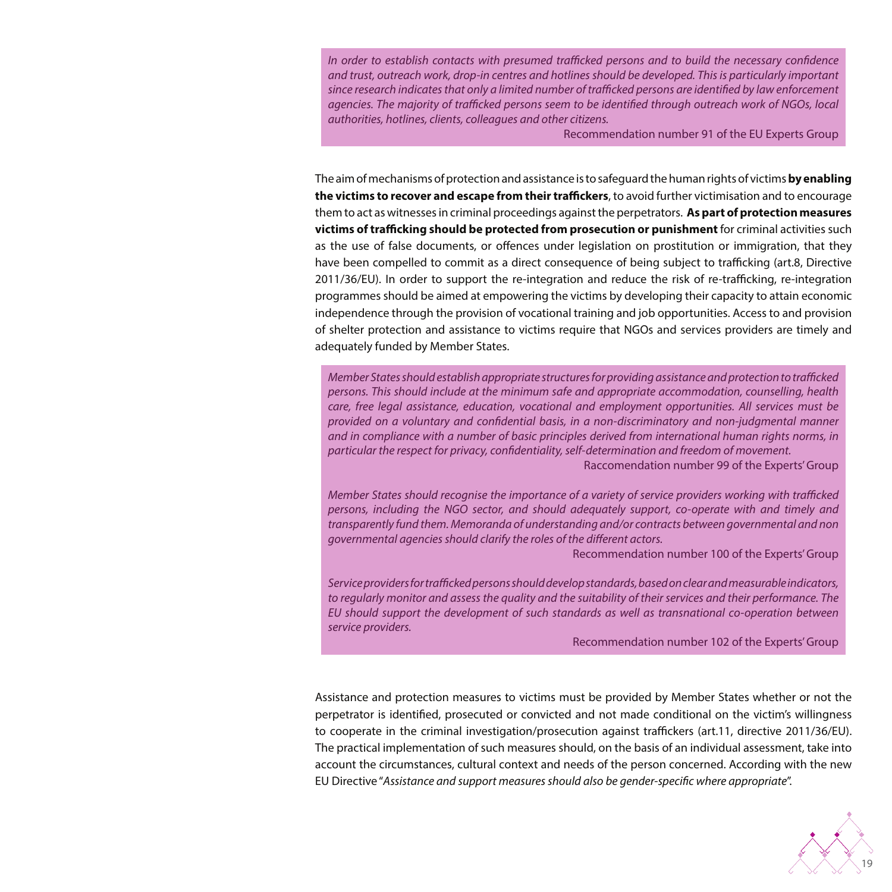*In order to establish contacts with presumed trafficked persons and to build the necessary confidence and trust, outreach work, drop-in centres and hotlines should be developed. This is particularly important since research indicates that only a limited number of trafficked persons are identified by law enforcement agencies. The majority of trafficked persons seem to be identified through outreach work of NGOs, local authorities, hotlines, clients, colleagues and other citizens.*

Recommendation number 91 of the EU Experts Group

The aim of mechanisms of protection and assistance is to safeguard the human rights of victims **by enabling the victims to recover and escape from their traffickers**, to avoid further victimisation and to encourage them to act as witnesses in criminal proceedings against the perpetrators. **As part of protection measures victims of trafficking should be protected from prosecution or punishment** for criminal activities such as the use of false documents, or offences under legislation on prostitution or immigration, that they have been compelled to commit as a direct consequence of being subject to trafficking (art.8, Directive 2011/36/EU). In order to support the re-integration and reduce the risk of re-trafficking, re-integration programmes should be aimed at empowering the victims by developing their capacity to attain economic independence through the provision of vocational training and job opportunities. Access to and provision of shelter protection and assistance to victims require that NGOs and services providers are timely and adequately funded by Member States.

*Member States should establish appropriate structures for providing assistance and protection to trafficked persons. This should include at the minimum safe and appropriate accommodation, counselling, health care, free legal assistance, education, vocational and employment opportunities. All services must be provided on a voluntary and confidential basis, in a non-discriminatory and non-judgmental manner and in compliance with a number of basic principles derived from international human rights norms, in particular the respect for privacy, confidentiality, self-determination and freedom of movement.*

Raccomendation number 99 of the Experts' Group

*Member States should recognise the importance of a variety of service providers working with trafficked persons, including the NGO sector, and should adequately support, co-operate with and timely and transparently fund them. Memoranda of understanding and/or contracts between governmental and non governmental agencies should clarify the roles of the different actors.*

Recommendation number 100 of the Experts' Group

*Service providers for trafficked persons should develop standards, based on clear and measurable indicators, to regularly monitor and assess the quality and the suitability of their services and their performance. The EU should support the development of such standards as well as transnational co-operation between service providers.*

Recommendation number 102 of the Experts' Group

Assistance and protection measures to victims must be provided by Member States whether or not the perpetrator is identified, prosecuted or convicted and not made conditional on the victim's willingness to cooperate in the criminal investigation/prosecution against traffickers (art.11, directive 2011/36/EU). The practical implementation of such measures should, on the basis of an individual assessment, take into account the circumstances, cultural context and needs of the person concerned. According with the new EU Directive "*Assistance and support measures should also be gender-specific where appropriate*".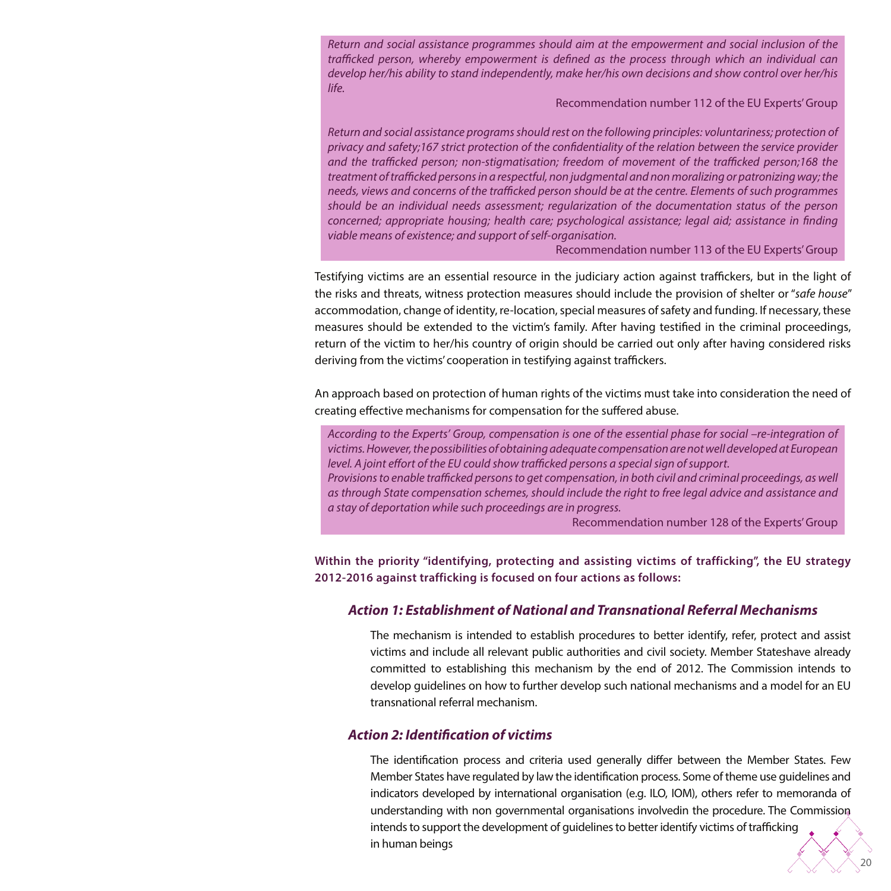*Return and social assistance programmes should aim at the empowerment and social inclusion of the trafficked person, whereby empowerment is defined as the process through which an individual can develop her/his ability to stand independently, make her/his own decisions and show control over her/his life.*

Recommendation number 112 of the EU Experts' Group

*Return and social assistance programs should rest on the following principles: voluntariness; protection of privacy and safety;167 strict protection of the confidentiality of the relation between the service provider and the trafficked person; non-stigmatisation; freedom of movement of the trafficked person;168 the treatment of trafficked persons in a respectful, non judgmental and non moralizing or patronizing way; the needs, views and concerns of the trafficked person should be at the centre. Elements of such programmes should be an individual needs assessment; regularization of the documentation status of the person concerned; appropriate housing; health care; psychological assistance; legal aid; assistance in finding viable means of existence; and support of self-organisation.*

Recommendation number 113 of the EU Experts' Group

Testifying victims are an essential resource in the judiciary action against traffickers, but in the light of the risks and threats, witness protection measures should include the provision of shelter or "*safe house*" accommodation, change of identity, re-location, special measures of safety and funding. If necessary, these measures should be extended to the victim's family. After having testified in the criminal proceedings, return of the victim to her/his country of origin should be carried out only after having considered risks deriving from the victims' cooperation in testifying against traffickers.

An approach based on protection of human rights of the victims must take into consideration the need of creating effective mechanisms for compensation for the suffered abuse.

*According to the Experts' Group, compensation is one of the essential phase for social –re-integration of victims. However, the possibilities of obtaining adequate compensation are not well developed at European level. A joint effort of the EU could show trafficked persons a special sign of support.*
*Provisions to enable trafficked persons to get compensation, in both civil and criminal proceedings, as well as through State compensation schemes, should include the right to free legal advice and assistance and a stay of deportation while such proceedings are in progress.*

Recommendation number 128 of the Experts' Group

**Within the priority "identifying, protecting and assisting victims of trafficking", the EU strategy 2012-2016 against trafficking is focused on four actions as follows:**

### *Action 1: Establishment of National and Transnational Referral Mechanisms*

The mechanism is intended to establish procedures to better identify, refer, protect and assist victims and include all relevant public authorities and civil society. Member Stateshave already committed to establishing this mechanism by the end of 2012. The Commission intends to develop guidelines on how to further develop such national mechanisms and a model for an EU transnational referral mechanism.

### *Action 2: Identification of victims*

The identification process and criteria used generally differ between the Member States. Few Member States have regulated by law the identification process. Some of theme use guidelines and indicators developed by international organisation (e.g. ILO, IOM), others refer to memoranda of understanding with non governmental organisations involvedin the procedure. The Commission intends to support the development of guidelines to better identify victims of trafficking in human beings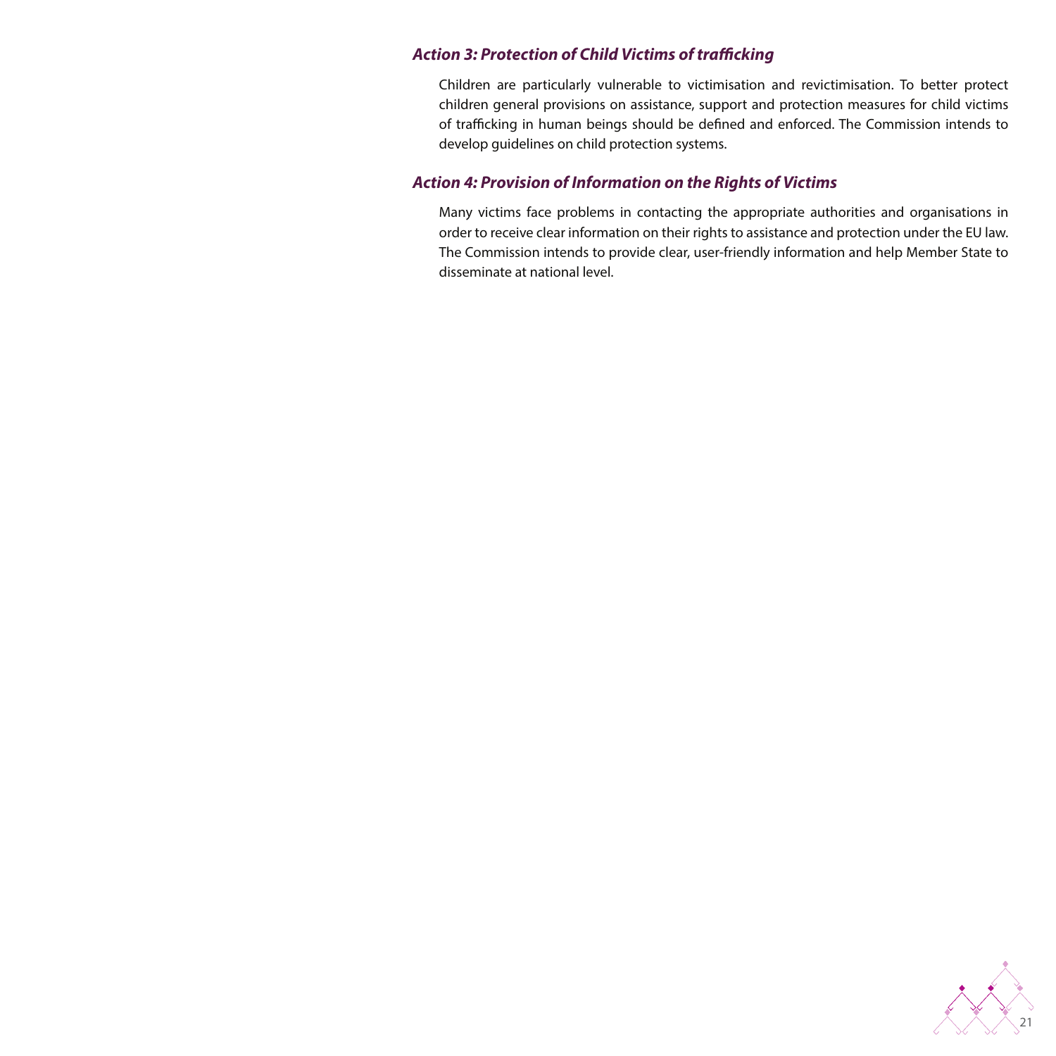### *Action 3: Protection of Child Victims of trafficking*

Children are particularly vulnerable to victimisation and revictimisation. To better protect children general provisions on assistance, support and protection measures for child victims of trafficking in human beings should be defined and enforced. The Commission intends to develop guidelines on child protection systems.

### *Action 4: Provision of Information on the Rights of Victims*

Many victims face problems in contacting the appropriate authorities and organisations in order to receive clear information on their rights to assistance and protection under the EU law. The Commission intends to provide clear, user-friendly information and help Member State to disseminate at national level.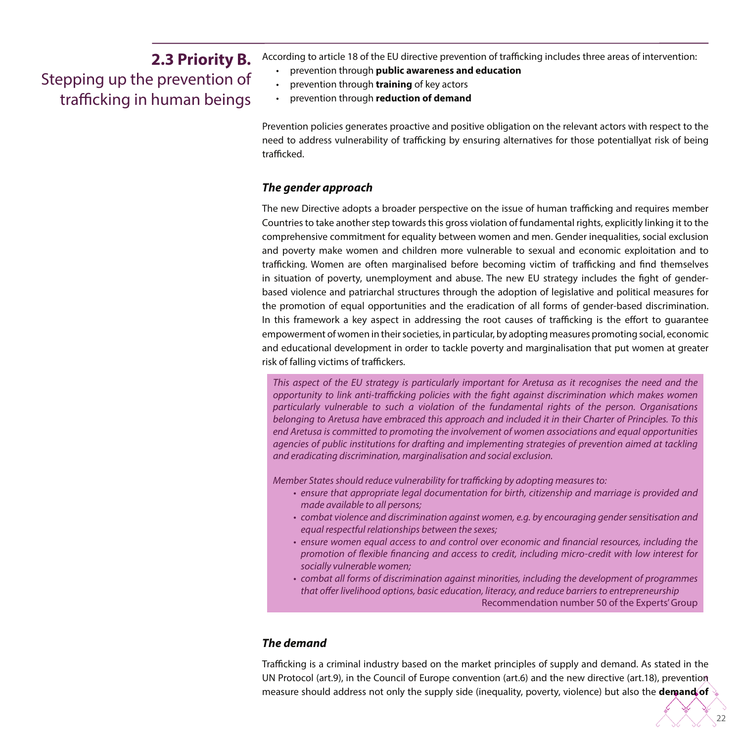## 2.3 Priority B. Stepping up the prevention of trafficking in human beings

According to article 18 of the EU directive prevention of trafficking includes three areas of intervention:

- prevention through **public awareness and education**
- prevention through **training** of key actors
- prevention through **reduction of demand**

Prevention policies generates proactive and positive obligation on the relevant actors with respect to the need to address vulnerability of trafficking by ensuring alternatives for those potentiallyat risk of being trafficked.

### *The gender approach*

The new Directive adopts a broader perspective on the issue of human trafficking and requires member Countries to take another step towards this gross violation of fundamental rights, explicitly linking it to the comprehensive commitment for equality between women and men. Gender inequalities, social exclusion and poverty make women and children more vulnerable to sexual and economic exploitation and to trafficking. Women are often marginalised before becoming victim of trafficking and find themselves in situation of poverty, unemployment and abuse. The new EU strategy includes the fight of gender-based violence and patriarchal structures through the adoption of legislative and political measures for the promotion of equal opportunities and the eradication of all forms of gender-based discrimination. In this framework a key aspect in addressing the root causes of trafficking is the effort to guarantee empowerment of women in their societies, in particular, by adopting measures promoting social, economic and educational development in order to tackle poverty and marginalisation that put women at greater risk of falling victims of traffickers.

*This aspect of the EU strategy is particularly important for Aretusa as it recognises the need and the opportunity to link anti-trafficking policies with the fight against discrimination which makes women particularly vulnerable to such a violation of the fundamental rights of the person. Organisations belonging to Aretusa have embraced this approach and included it in their Charter of Principles. To this end Aretusa is committed to promoting the involvement of women associations and equal opportunities agencies of public institutions for drafting and implementing strategies of prevention aimed at tackling and eradicating discrimination, marginalisation and social exclusion.*

*Member States should reduce vulnerability for trafficking by adopting measures to:*

- *ensure that appropriate legal documentation for birth, citizenship and marriage is provided and made available to all persons;*
- *combat violence and discrimination against women, e.g. by encouraging gender sensitisation and equal respectful relationships between the sexes;*
- *ensure women equal access to and control over economic and financial resources, including the promotion of flexible financing and access to credit, including micro-credit with low interest for socially vulnerable women;*
- *combat all forms of discrimination against minorities, including the development of programmes that offer livelihood options, basic education, literacy, and reduce barriers to entrepreneurship*

Recommendation number 50 of the Experts' Group

### *The demand*

Trafficking is a criminal industry based on the market principles of supply and demand. As stated in the UN Protocol (art.9), in the Council of Europe convention (art.6) and the new directive (art.18), prevention measure should address not only the supply side (inequality, poverty, violence) but also the **demand of**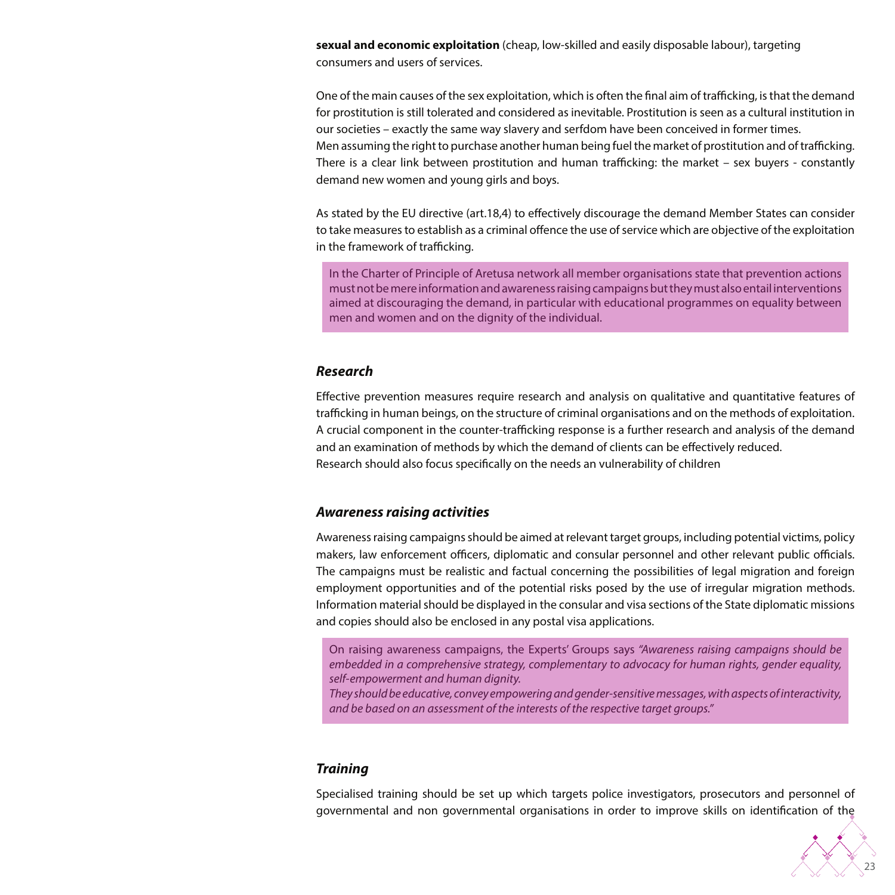**sexual and economic exploitation** (cheap, low-skilled and easily disposable labour), targeting consumers and users of services.

One of the main causes of the sex exploitation, which is often the final aim of trafficking, is that the demand for prostitution is still tolerated and considered as inevitable. Prostitution is seen as a cultural institution in our societies – exactly the same way slavery and serfdom have been conceived in former times.
Men assuming the right to purchase another human being fuel the market of prostitution and of trafficking. There is a clear link between prostitution and human trafficking: the market – sex buyers - constantly demand new women and young girls and boys.

As stated by the EU directive (art.18,4) to effectively discourage the demand Member States can consider to take measures to establish as a criminal offence the use of service which are objective of the exploitation in the framework of trafficking.

> In the Charter of Principle of Aretusa network all member organisations state that prevention actions must not be mere information and awareness raising campaigns but they must also entail interventions aimed at discouraging the demand, in particular with educational programmes on equality between men and women and on the dignity of the individual.

### *Research*

Effective prevention measures require research and analysis on qualitative and quantitative features of trafficking in human beings, on the structure of criminal organisations and on the methods of exploitation. A crucial component in the counter-trafficking response is a further research and analysis of the demand and an examination of methods by which the demand of clients can be effectively reduced.
Research should also focus specifically on the needs an vulnerability of children

### *Awareness raising activities*

Awareness raising campaigns should be aimed at relevant target groups, including potential victims, policy makers, law enforcement officers, diplomatic and consular personnel and other relevant public officials. The campaigns must be realistic and factual concerning the possibilities of legal migration and foreign employment opportunities and of the potential risks posed by the use of irregular migration methods. Information material should be displayed in the consular and visa sections of the State diplomatic missions and copies should also be enclosed in any postal visa applications.

> On raising awareness campaigns, the Experts' Groups says *"Awareness raising campaigns should be embedded in a comprehensive strategy, complementary to advocacy for human rights, gender equality, self-empowerment and human dignity.*
> *They should be educative, convey empowering and gender-sensitive messages, with aspects of interactivity, and be based on an assessment of the interests of the respective target groups."*

### *Training*

Specialised training should be set up which targets police investigators, prosecutors and personnel of governmental and non governmental organisations in order to improve skills on identification of the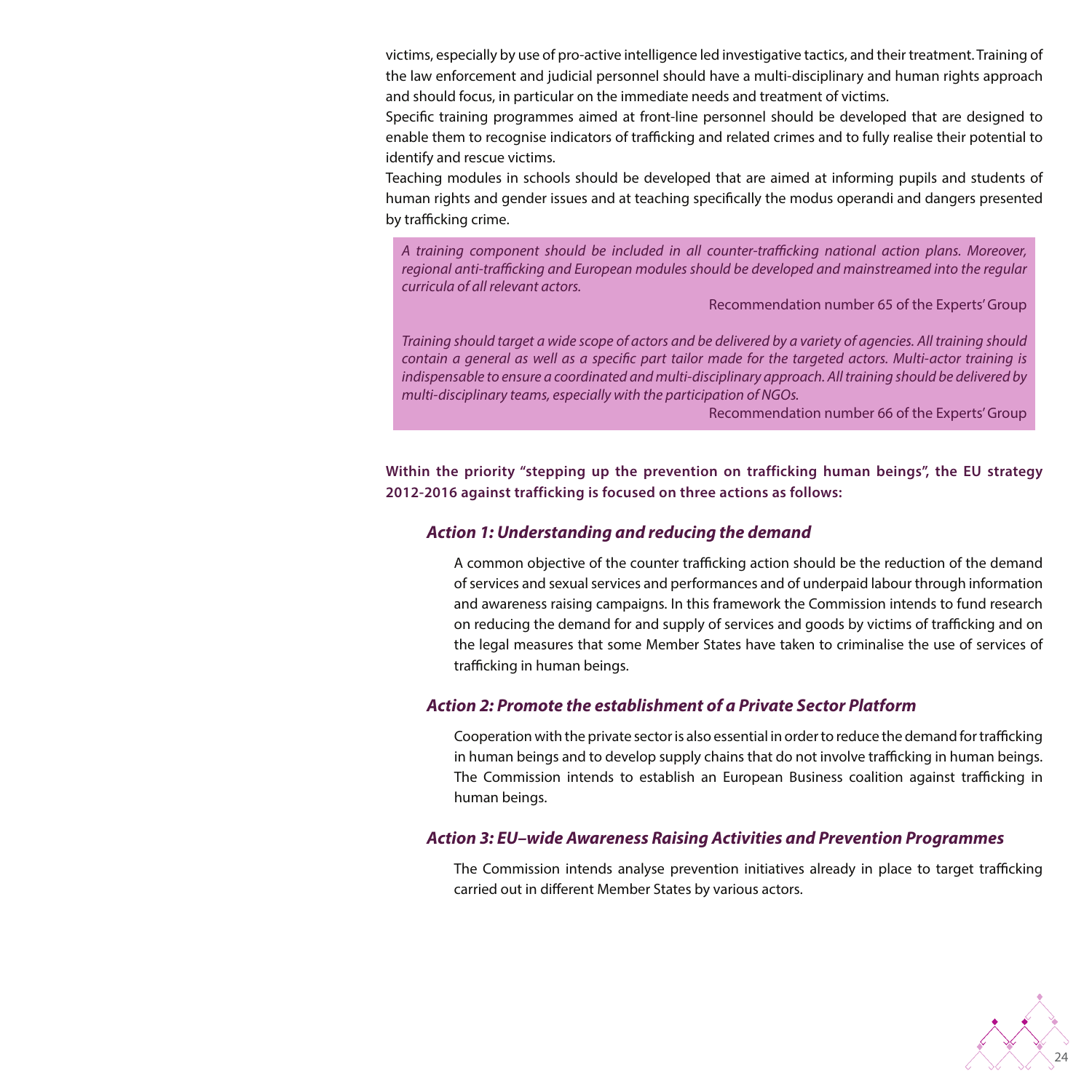victims, especially by use of pro-active intelligence led investigative tactics, and their treatment. Training of the law enforcement and judicial personnel should have a multi-disciplinary and human rights approach and should focus, in particular on the immediate needs and treatment of victims.

Specific training programmes aimed at front-line personnel should be developed that are designed to enable them to recognise indicators of trafficking and related crimes and to fully realise their potential to identify and rescue victims.

Teaching modules in schools should be developed that are aimed at informing pupils and students of human rights and gender issues and at teaching specifically the modus operandi and dangers presented by trafficking crime.

> *A training component should be included in all counter-trafficking national action plans. Moreover, regional anti-trafficking and European modules should be developed and mainstreamed into the regular curricula of all relevant actors.*
>
> Recommendation number 65 of the Experts' Group
>
> *Training should target a wide scope of actors and be delivered by a variety of agencies. All training should contain a general as well as a specific part tailor made for the targeted actors. Multi-actor training is indispensable to ensure a coordinated and multi-disciplinary approach. All training should be delivered by multi-disciplinary teams, especially with the participation of NGOs.*
>
> Recommendation number 66 of the Experts' Group

**Within the priority "stepping up the prevention on trafficking human beings", the EU strategy 2012-2016 against trafficking is focused on three actions as follows:**

### *Action 1: Understanding and reducing the demand*

A common objective of the counter trafficking action should be the reduction of the demand of services and sexual services and performances and of underpaid labour through information and awareness raising campaigns. In this framework the Commission intends to fund research on reducing the demand for and supply of services and goods by victims of trafficking and on the legal measures that some Member States have taken to criminalise the use of services of trafficking in human beings.

### *Action 2: Promote the establishment of a Private Sector Platform*

Cooperation with the private sector is also essential in order to reduce the demand for trafficking in human beings and to develop supply chains that do not involve trafficking in human beings. The Commission intends to establish an European Business coalition against trafficking in human beings.

### *Action 3: EU–wide Awareness Raising Activities and Prevention Programmes*

The Commission intends analyse prevention initiatives already in place to target trafficking carried out in different Member States by various actors.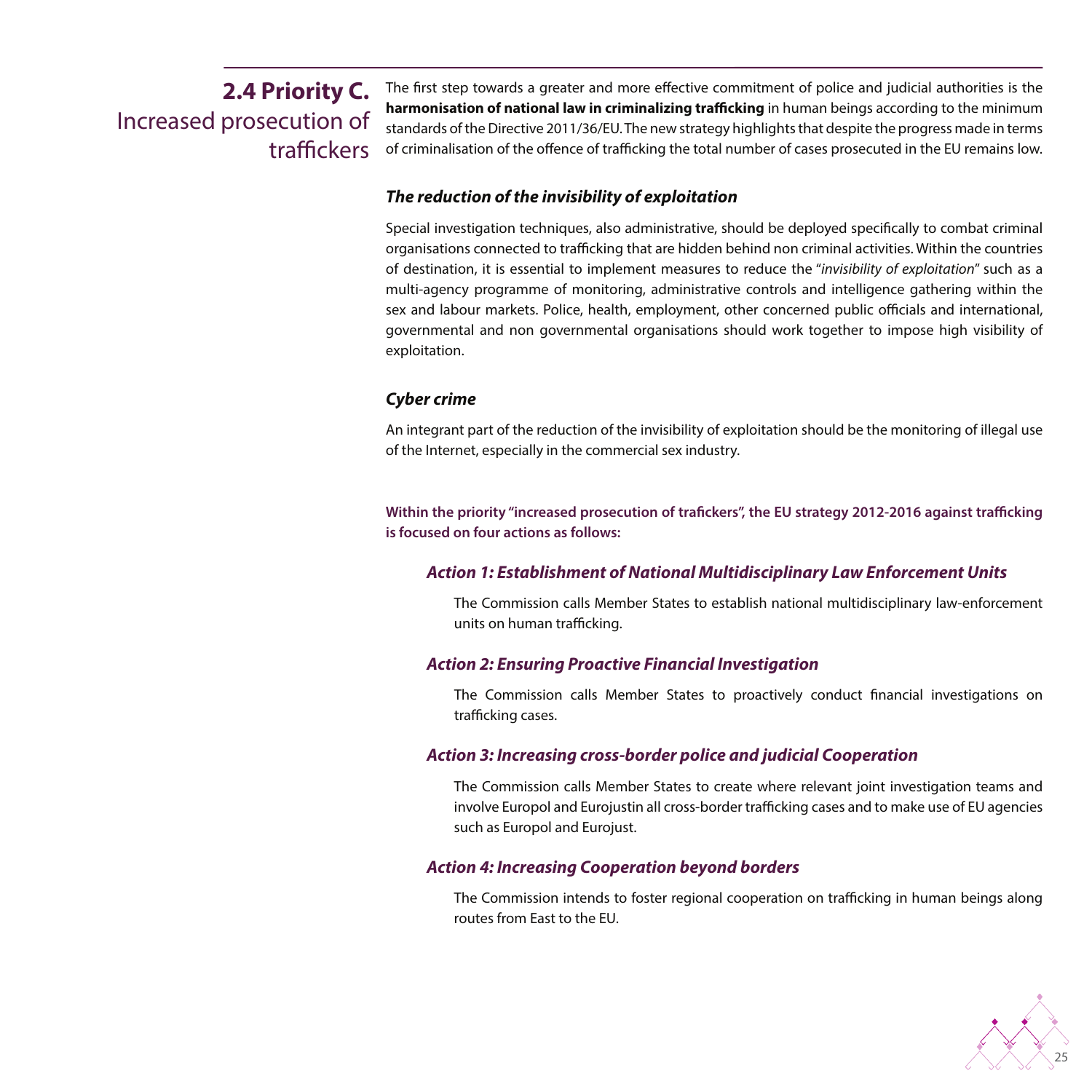## 2.4 Priority C. Increased prosecution of traffickers

The first step towards a greater and more effective commitment of police and judicial authorities is the **harmonisation of national law in criminalizing trafficking** in human beings according to the minimum standards of the Directive 2011/36/EU. The new strategy highlights that despite the progress made in terms of criminalisation of the offence of trafficking the total number of cases prosecuted in the EU remains low.

### *The reduction of the invisibility of exploitation*

Special investigation techniques, also administrative, should be deployed specifically to combat criminal organisations connected to trafficking that are hidden behind non criminal activities. Within the countries of destination, it is essential to implement measures to reduce the "*invisibility of exploitation*" such as a multi-agency programme of monitoring, administrative controls and intelligence gathering within the sex and labour markets. Police, health, employment, other concerned public officials and international, governmental and non governmental organisations should work together to impose high visibility of exploitation.

### *Cyber crime*

An integrant part of the reduction of the invisibility of exploitation should be the monitoring of illegal use of the Internet, especially in the commercial sex industry.

**Within the priority "increased prosecution of trafickers", the EU strategy 2012-2016 against trafficking is focused on four actions as follows:**

#### *Action 1: Establishment of National Multidisciplinary Law Enforcement Units*

The Commission calls Member States to establish national multidisciplinary law-enforcement units on human trafficking.

#### *Action 2: Ensuring Proactive Financial Investigation*

The Commission calls Member States to proactively conduct financial investigations on trafficking cases.

#### *Action 3: Increasing cross-border police and judicial Cooperation*

The Commission calls Member States to create where relevant joint investigation teams and involve Europol and Eurojustin all cross-border trafficking cases and to make use of EU agencies such as Europol and Eurojust.

#### *Action 4: Increasing Cooperation beyond borders*

The Commission intends to foster regional cooperation on trafficking in human beings along routes from East to the EU.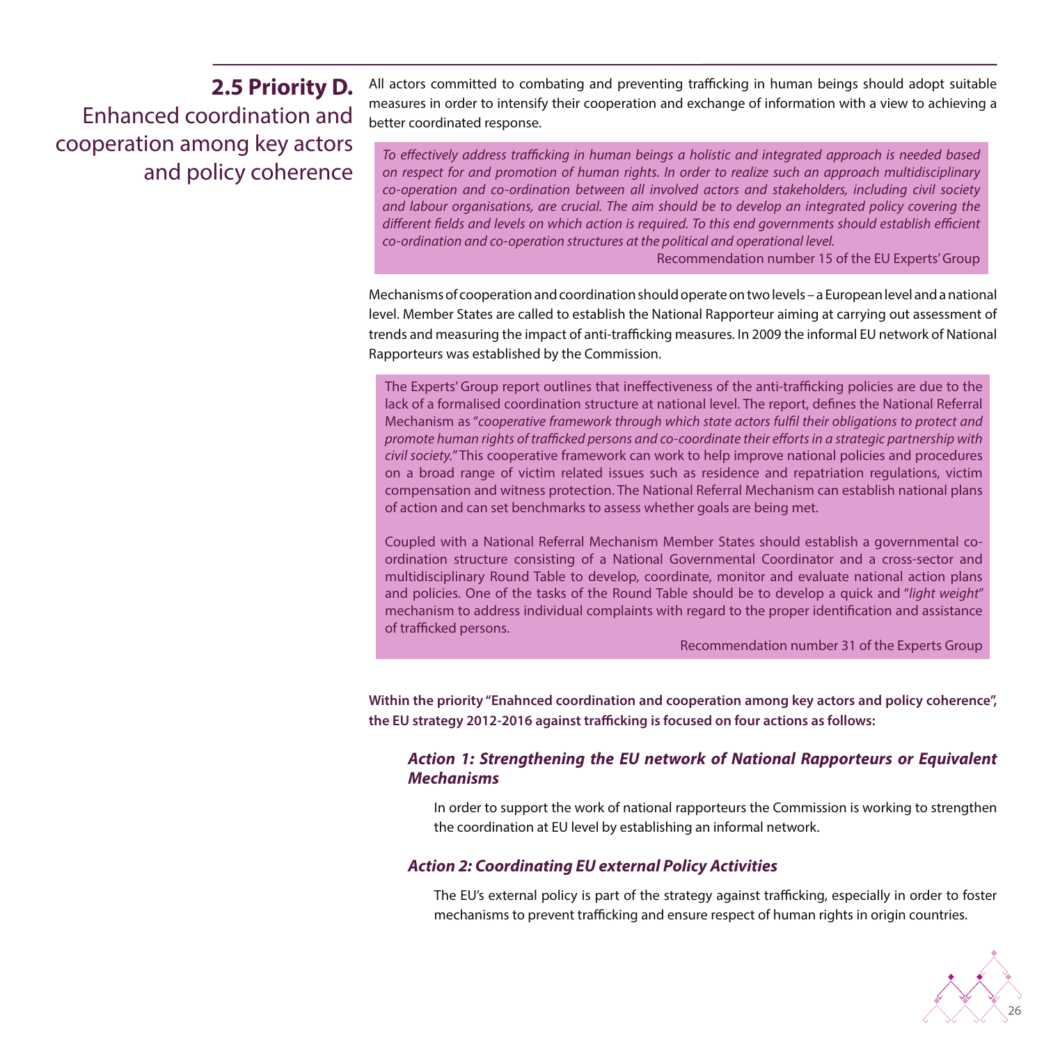## 2.5 Priority D. Enhanced coordination and cooperation among key actors and policy coherence

All actors committed to combating and preventing trafficking in human beings should adopt suitable measures in order to intensify their cooperation and exchange of information with a view to achieving a better coordinated response.

> *To effectively address trafficking in human beings a holistic and integrated approach is needed based on respect for and promotion of human rights. In order to realize such an approach multidisciplinary co-operation and co-ordination between all involved actors and stakeholders, including civil society and labour organisations, are crucial. The aim should be to develop an integrated policy covering the different fields and levels on which action is required. To this end governments should establish efficient co-ordination and co-operation structures at the political and operational level.*
>
> Recommendation number 15 of the EU Experts' Group

Mechanisms of cooperation and coordination should operate on two levels – a European level and a national level. Member States are called to establish the National Rapporteur aiming at carrying out assessment of trends and measuring the impact of anti-trafficking measures. In 2009 the informal EU network of National Rapporteurs was established by the Commission.

> The Experts' Group report outlines that ineffectiveness of the anti-trafficking policies are due to the lack of a formalised coordination structure at national level. The report, defines the National Referral Mechanism as "*cooperative framework through which state actors fulfil their obligations to protect and promote human rights of trafficked persons and co-coordinate their efforts in a strategic partnership with civil society.*" This cooperative framework can work to help improve national policies and procedures on a broad range of victim related issues such as residence and repatriation regulations, victim compensation and witness protection. The National Referral Mechanism can establish national plans of action and can set benchmarks to assess whether goals are being met.
>
> Coupled with a National Referral Mechanism Member States should establish a governmental co-ordination structure consisting of a National Governmental Coordinator and a cross-sector and multidisciplinary Round Table to develop, coordinate, monitor and evaluate national action plans and policies. One of the tasks of the Round Table should be to develop a quick and "*light weight*" mechanism to address individual complaints with regard to the proper identification and assistance of trafficked persons.
>
> Recommendation number 31 of the Experts Group

**Within the priority "Enahnced coordination and cooperation among key actors and policy coherence", the EU strategy 2012-2016 against trafficking is focused on four actions as follows:**

### *Action 1: Strengthening the EU network of National Rapporteurs or Equivalent Mechanisms*

In order to support the work of national rapporteurs the Commission is working to strengthen the coordination at EU level by establishing an informal network.

### *Action 2: Coordinating EU external Policy Activities*

The EU's external policy is part of the strategy against trafficking, especially in order to foster mechanisms to prevent trafficking and ensure respect of human rights in origin countries.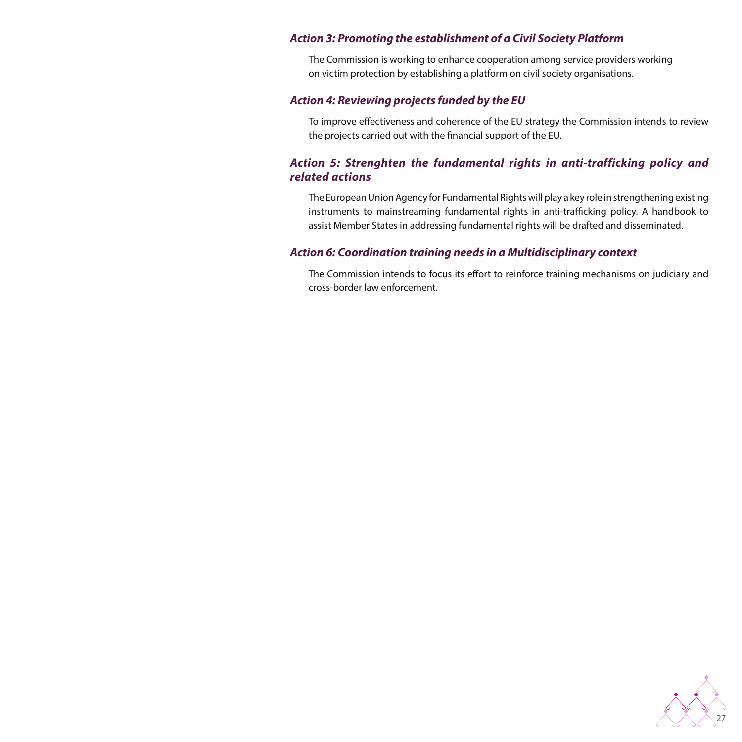### *Action 3: Promoting the establishment of a Civil Society Platform*

The Commission is working to enhance cooperation among service providers working on victim protection by establishing a platform on civil society organisations.

### *Action 4: Reviewing projects funded by the EU*

To improve effectiveness and coherence of the EU strategy the Commission intends to review the projects carried out with the financial support of the EU.

### *Action 5: Strenghten the fundamental rights in anti-trafficking policy and related actions*

The European Union Agency for Fundamental Rights will play a key role in strengthening existing instruments to mainstreaming fundamental rights in anti-trafficking policy. A handbook to assist Member States in addressing fundamental rights will be drafted and disseminated.

### *Action 6: Coordination training needs in a Multidisciplinary context*

The Commission intends to focus its effort to reinforce training mechanisms on judiciary and cross-border law enforcement.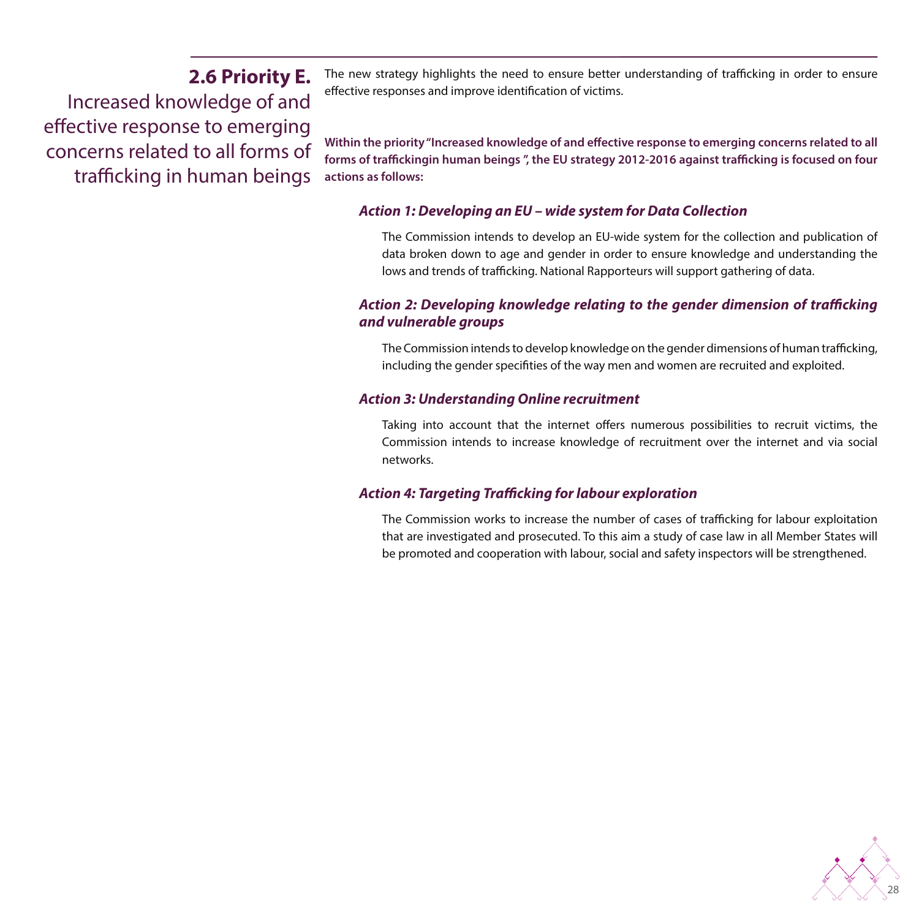## 2.6 Priority E.

Increased knowledge of and effective response to emerging concerns related to all forms of trafficking in human beings

The new strategy highlights the need to ensure better understanding of trafficking in order to ensure effective responses and improve identification of victims.

**Within the priority "Increased knowledge of and effective response to emerging concerns related to all forms of traffickingin human beings ", the EU strategy 2012-2016 against trafficking is focused on four actions as follows:**

### *Action 1: Developing an EU – wide system for Data Collection*

The Commission intends to develop an EU-wide system for the collection and publication of data broken down to age and gender in order to ensure knowledge and understanding the lows and trends of trafficking. National Rapporteurs will support gathering of data.

### *Action 2: Developing knowledge relating to the gender dimension of trafficking and vulnerable groups*

The Commission intends to develop knowledge on the gender dimensions of human trafficking, including the gender specifities of the way men and women are recruited and exploited.

### *Action 3: Understanding Online recruitment*

Taking into account that the internet offers numerous possibilities to recruit victims, the Commission intends to increase knowledge of recruitment over the internet and via social networks.

### *Action 4: Targeting Trafficking for labour exploration*

The Commission works to increase the number of cases of trafficking for labour exploitation that are investigated and prosecuted. To this aim a study of case law in all Member States will be promoted and cooperation with labour, social and safety inspectors will be strengthened.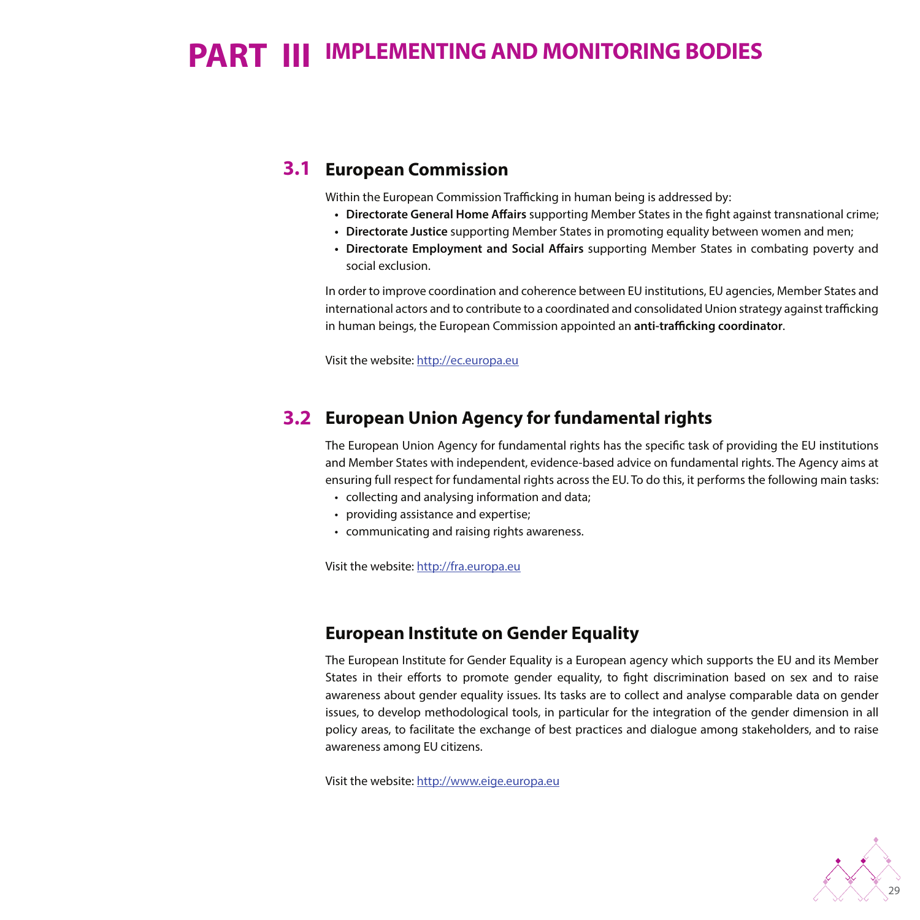# PART III IMPLEMENTING AND MONITORING BODIES

## 3.1 European Commission

Within the European Commission Trafficking in human being is addressed by:

- **Directorate General Home Affairs** supporting Member States in the fight against transnational crime;
- **Directorate Justice** supporting Member States in promoting equality between women and men;
- **Directorate Employment and Social Affairs** supporting Member States in combating poverty and social exclusion.

In order to improve coordination and coherence between EU institutions, EU agencies, Member States and international actors and to contribute to a coordinated and consolidated Union strategy against trafficking in human beings, the European Commission appointed an **anti-trafficking coordinator**.

Visit the website: http://ec.europa.eu

## 3.2 European Union Agency for fundamental rights

The European Union Agency for fundamental rights has the specific task of providing the EU institutions and Member States with independent, evidence-based advice on fundamental rights. The Agency aims at ensuring full respect for fundamental rights across the EU. To do this, it performs the following main tasks:

- collecting and analysing information and data;
- providing assistance and expertise;
- communicating and raising rights awareness.

Visit the website: http://fra.europa.eu

## European Institute on Gender Equality

The European Institute for Gender Equality is a European agency which supports the EU and its Member States in their efforts to promote gender equality, to fight discrimination based on sex and to raise awareness about gender equality issues. Its tasks are to collect and analyse comparable data on gender issues, to develop methodological tools, in particular for the integration of the gender dimension in all policy areas, to facilitate the exchange of best practices and dialogue among stakeholders, and to raise awareness among EU citizens.

Visit the website: http://www.eige.europa.eu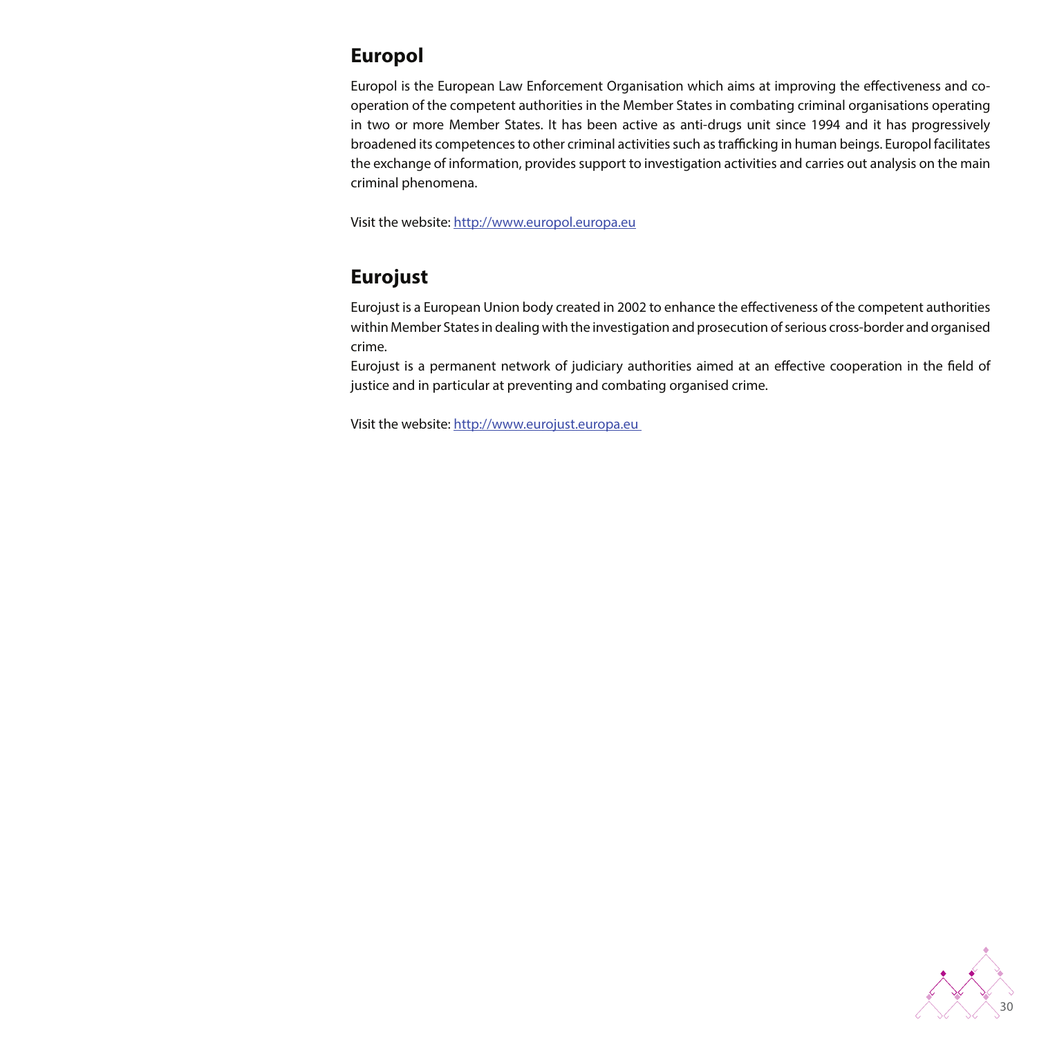## Europol

Europol is the European Law Enforcement Organisation which aims at improving the effectiveness and co-operation of the competent authorities in the Member States in combating criminal organisations operating in two or more Member States. It has been active as anti-drugs unit since 1994 and it has progressively broadened its competences to other criminal activities such as trafficking in human beings. Europol facilitates the exchange of information, provides support to investigation activities and carries out analysis on the main criminal phenomena.

Visit the website: [http://www.europol.europa.eu](http://www.europol.europa.eu)

## Eurojust

Eurojust is a European Union body created in 2002 to enhance the effectiveness of the competent authorities within Member States in dealing with the investigation and prosecution of serious cross-border and organised crime.

Eurojust is a permanent network of judiciary authorities aimed at an effective cooperation in the field of justice and in particular at preventing and combating organised crime.

Visit the website: [http://www.eurojust.europa.eu](http://www.eurojust.europa.eu)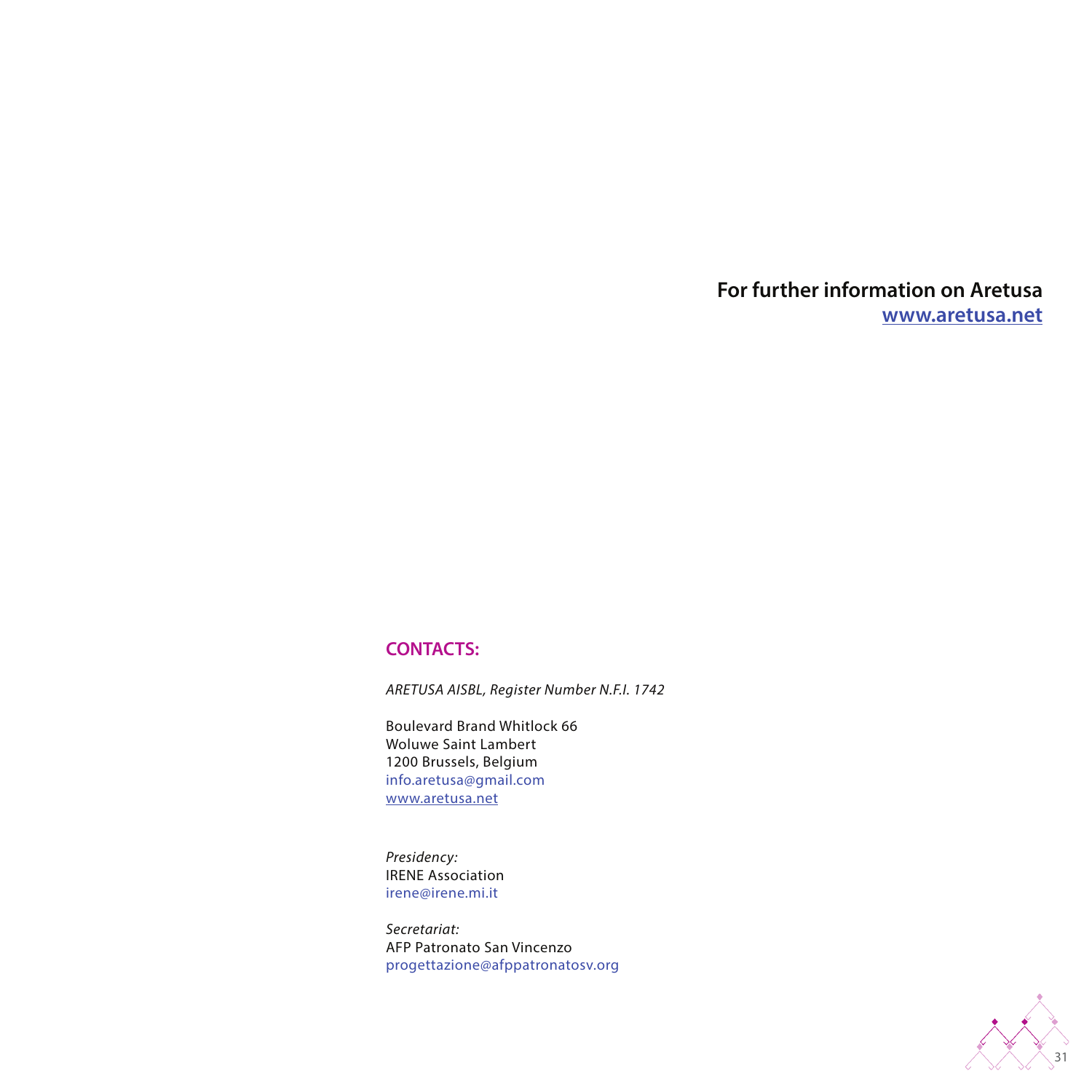**For further information on Aretusa**
**www.aretusa.net**

## CONTACTS:

*ARETUSA AISBL, Register Number N.F.I. 1742*

Boulevard Brand Whitlock 66
Woluwe Saint Lambert
1200 Brussels, Belgium
info.aretusa@gmail.com
www.aretusa.net

*Presidency:*
IRENE Association
irene@irene.mi.it

*Secretariat:*
AFP Patronato San Vincenzo
progettazione@afppatronatosv.org